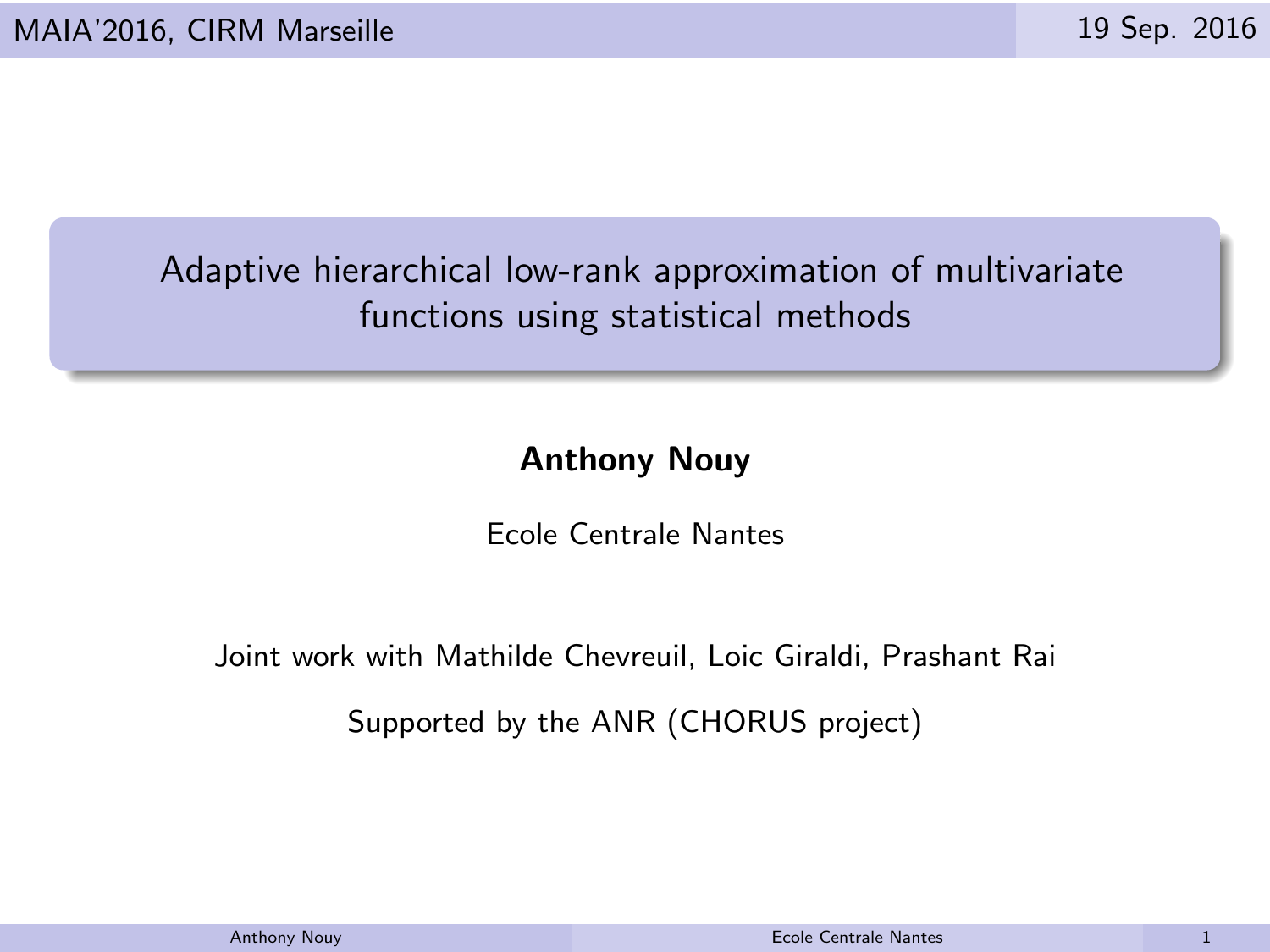# Adaptive hierarchical low-rank approximation of multivariate functions using statistical methods

**Anthony Nouy**

Ecole Centrale Nantes

Joint work with Mathilde Chevreuil, Loic Giraldi, Prashant Rai

Supported by the ANR (CHORUS project)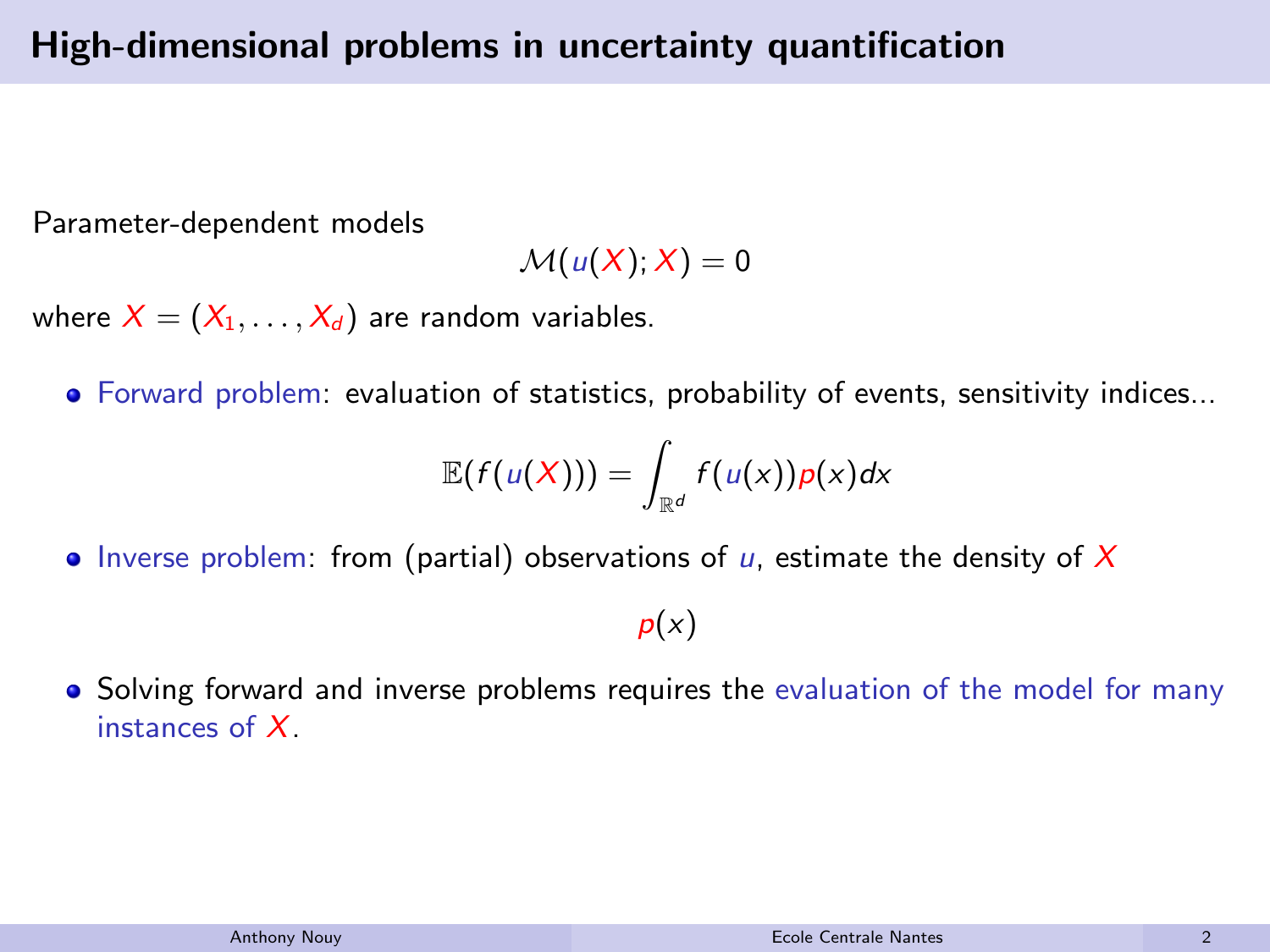# High-dimensional problems in uncertainty quantification

Parameter-dependent models

$$\mathcal{M}(u(X); X) = 0$$

where $X = (X_1, \ldots, X_d)$ are random variables.

- Forward problem: evaluation of statistics, probability of events, sensitivity indices...

$$\mathbb{E}(f(u(X))) = \int_{\mathbb{R}^d} f(u(x))p(x)dx$$

- Inverse problem: from (partial) observations of $u$, estimate the density of $X$

$$p(x)$$

- Solving forward and inverse problems requires the evaluation of the model for many instances of $X$.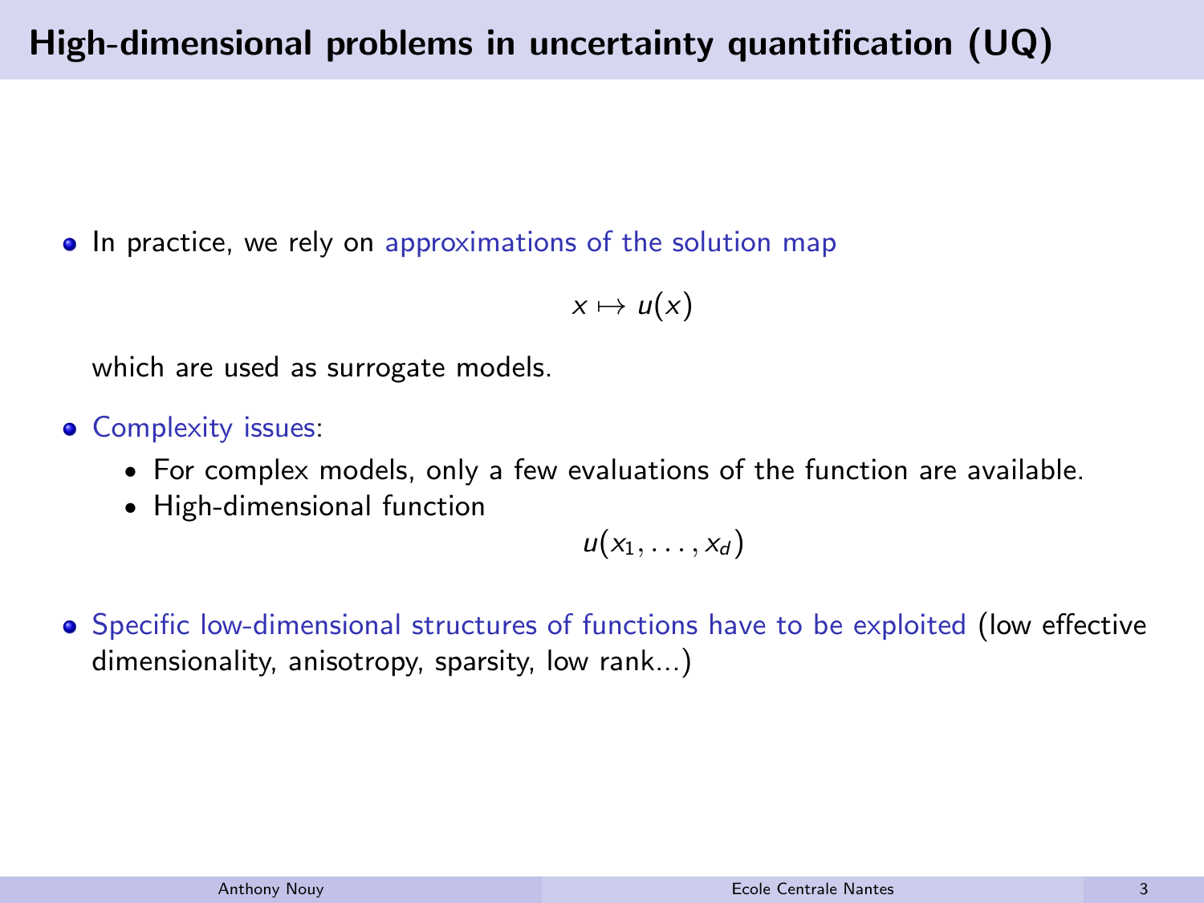## High-dimensional problems in uncertainty quantification (UQ)

- In practice, we rely on approximations of the solution map

$$x \mapsto u(x)$$

  which are used as surrogate models.

- Complexity issues:
  - For complex models, only a few evaluations of the function are available.
  - High-dimensional function

$$u(x_1, \ldots, x_d)$$

- Specific low-dimensional structures of functions have to be exploited (low effective dimensionality, anisotropy, sparsity, low rank...)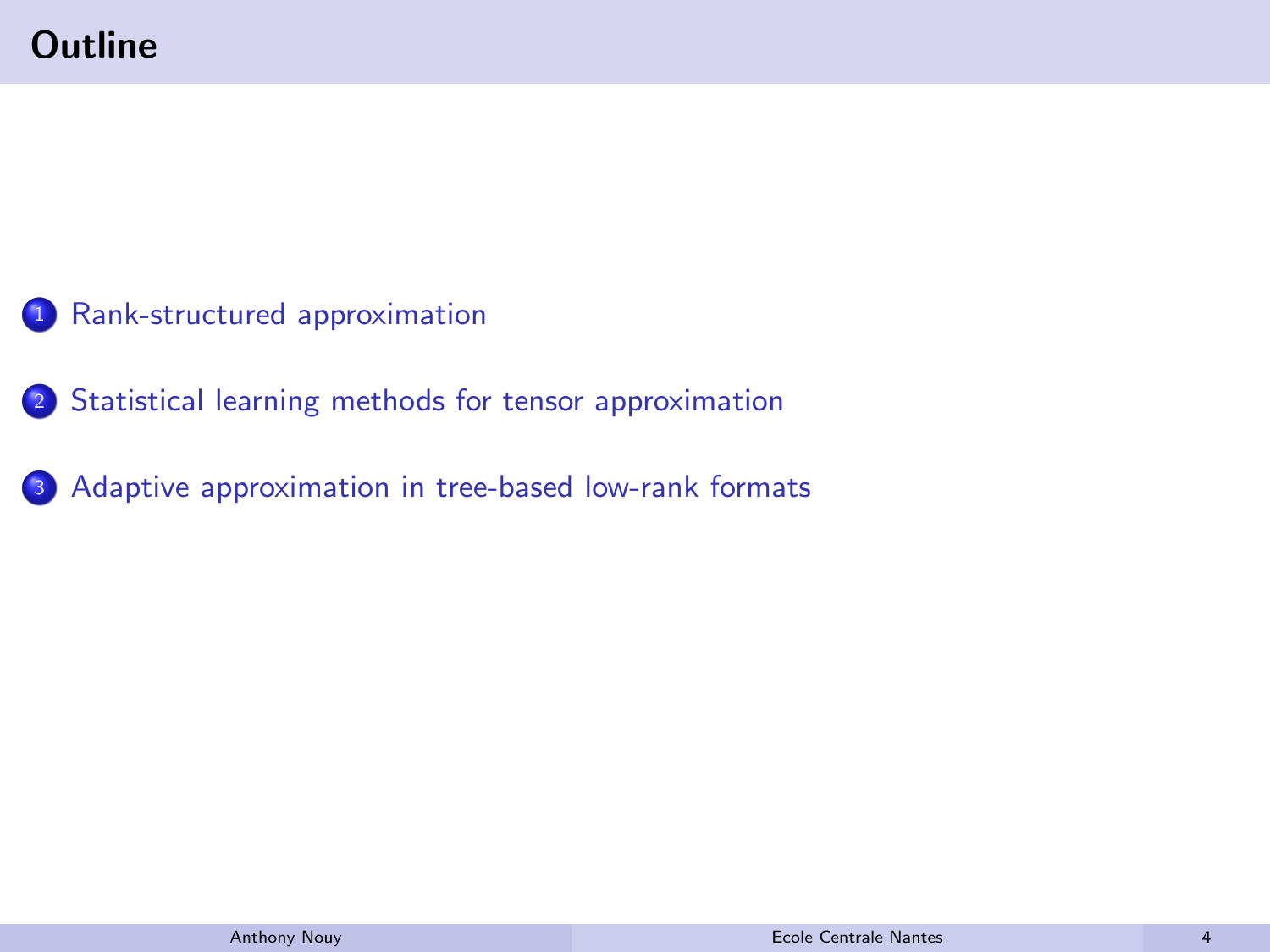# Outline

1. Rank-structured approximation
2. Statistical learning methods for tensor approximation
3. Adaptive approximation in tree-based low-rank formats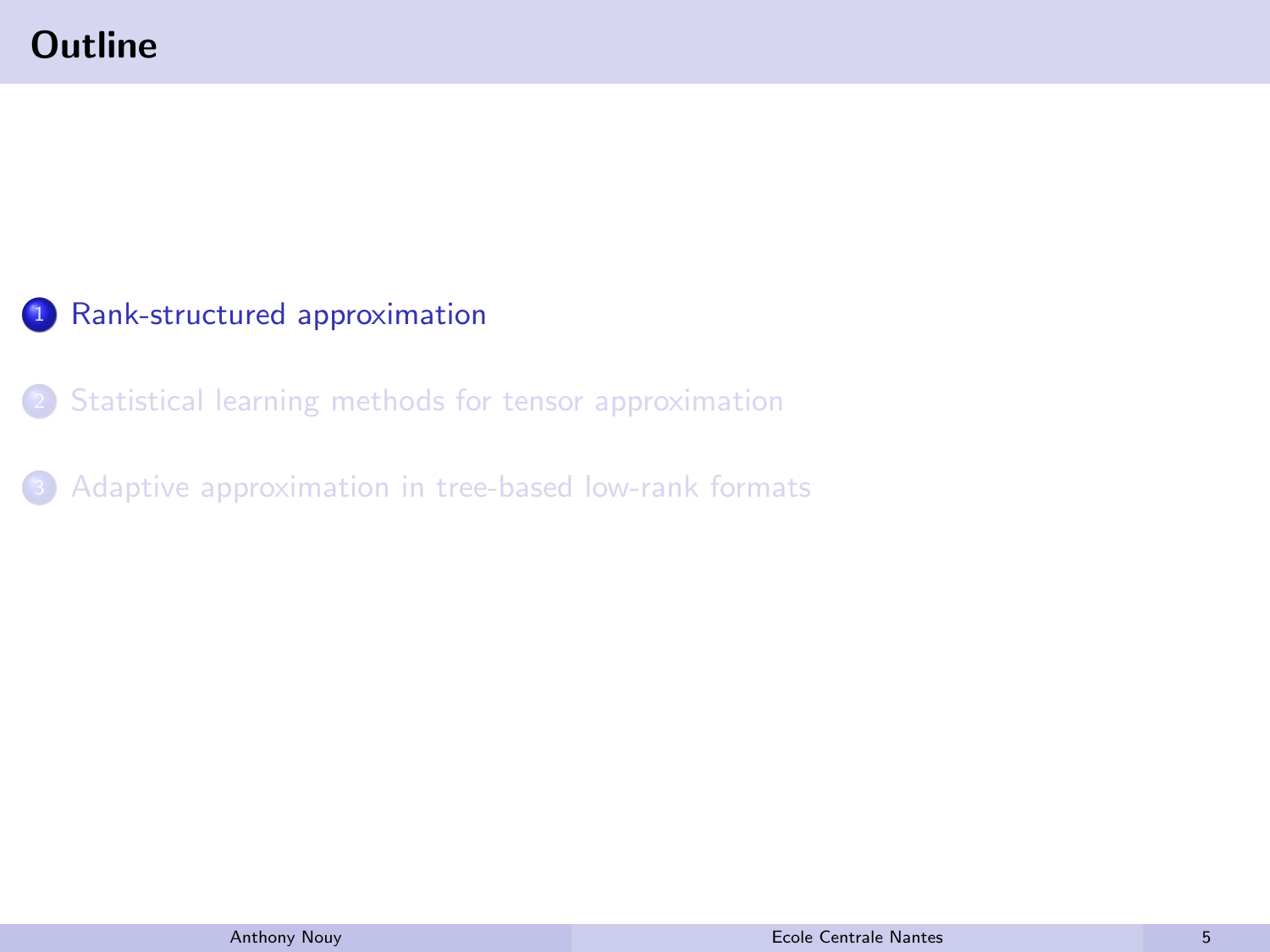# Outline

1. Rank-structured approximation
2. Statistical learning methods for tensor approximation
3. Adaptive approximation in tree-based low-rank formats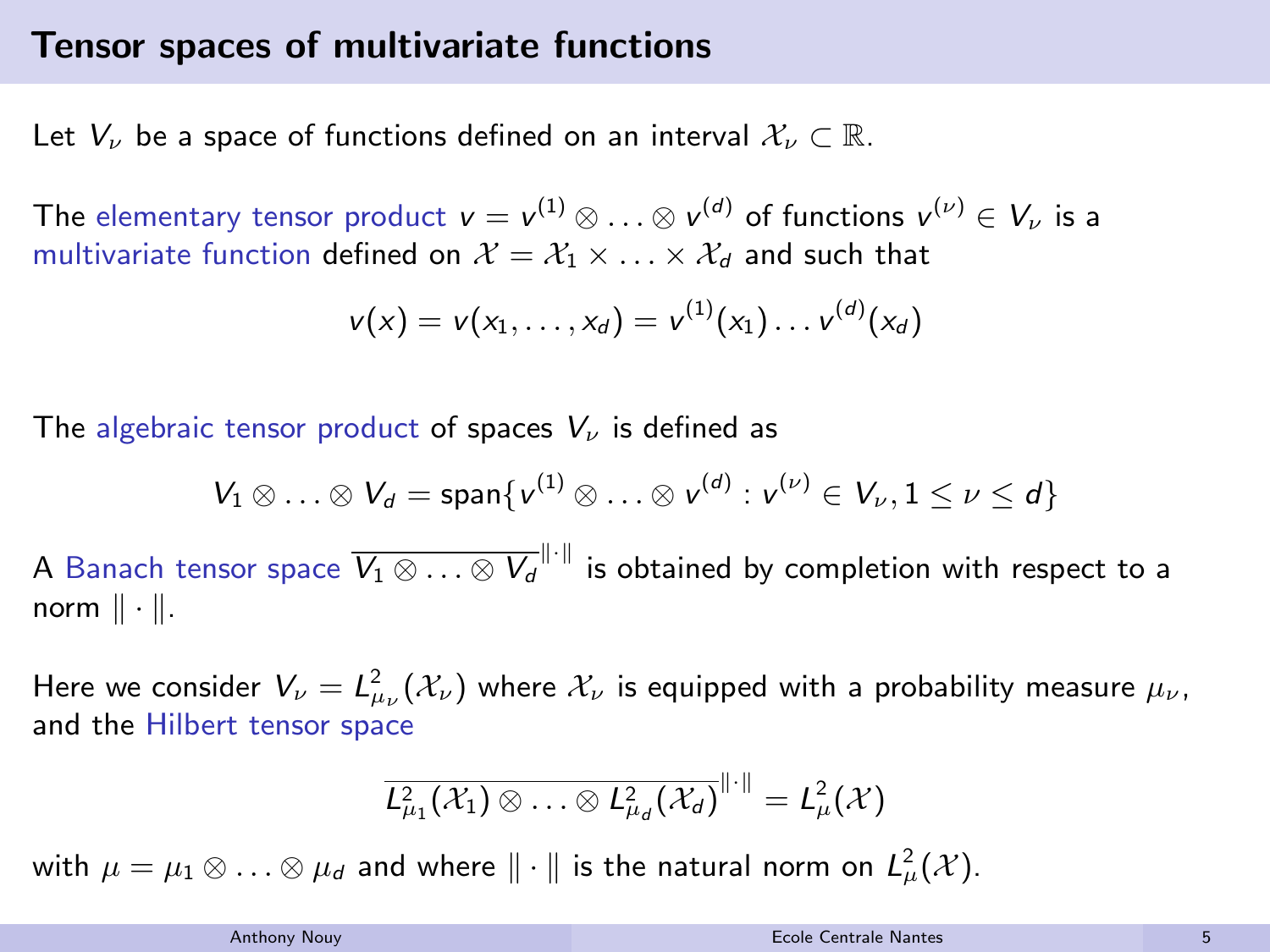# Tensor spaces of multivariate functions

Let $V_\nu$ be a space of functions defined on an interval $\mathcal{X}_\nu \subset \mathbb{R}$.

The elementary tensor product $v = v^{(1)} \otimes \ldots \otimes v^{(d)}$ of functions $v^{(\nu)} \in V_\nu$ is a multivariate function defined on $\mathcal{X} = \mathcal{X}_1 \times \ldots \times \mathcal{X}_d$ and such that

$$v(x) = v(x_1, \ldots, x_d) = v^{(1)}(x_1) \ldots v^{(d)}(x_d)$$

The algebraic tensor product of spaces $V_\nu$ is defined as

$$V_1 \otimes \ldots \otimes V_d = \text{span}\{v^{(1)} \otimes \ldots \otimes v^{(d)} : v^{(\nu)} \in V_\nu, 1 \leq \nu \leq d\}$$

A Banach tensor space $\overline{V_1 \otimes \ldots \otimes V_d}^{\|\cdot\|}$ is obtained by completion with respect to a norm $\|\cdot\|$.

Here we consider $V_\nu = L^2_{\mu_\nu}(\mathcal{X}_\nu)$ where $\mathcal{X}_\nu$ is equipped with a probability measure $\mu_\nu$, and the Hilbert tensor space

$$\overline{L^2_{\mu_1}(\mathcal{X}_1) \otimes \ldots \otimes L^2_{\mu_d}(\mathcal{X}_d)}^{\|\cdot\|} = L^2_\mu(\mathcal{X})$$

with $\mu = \mu_1 \otimes \ldots \otimes \mu_d$ and where $\|\cdot\|$ is the natural norm on $L^2_\mu(\mathcal{X})$.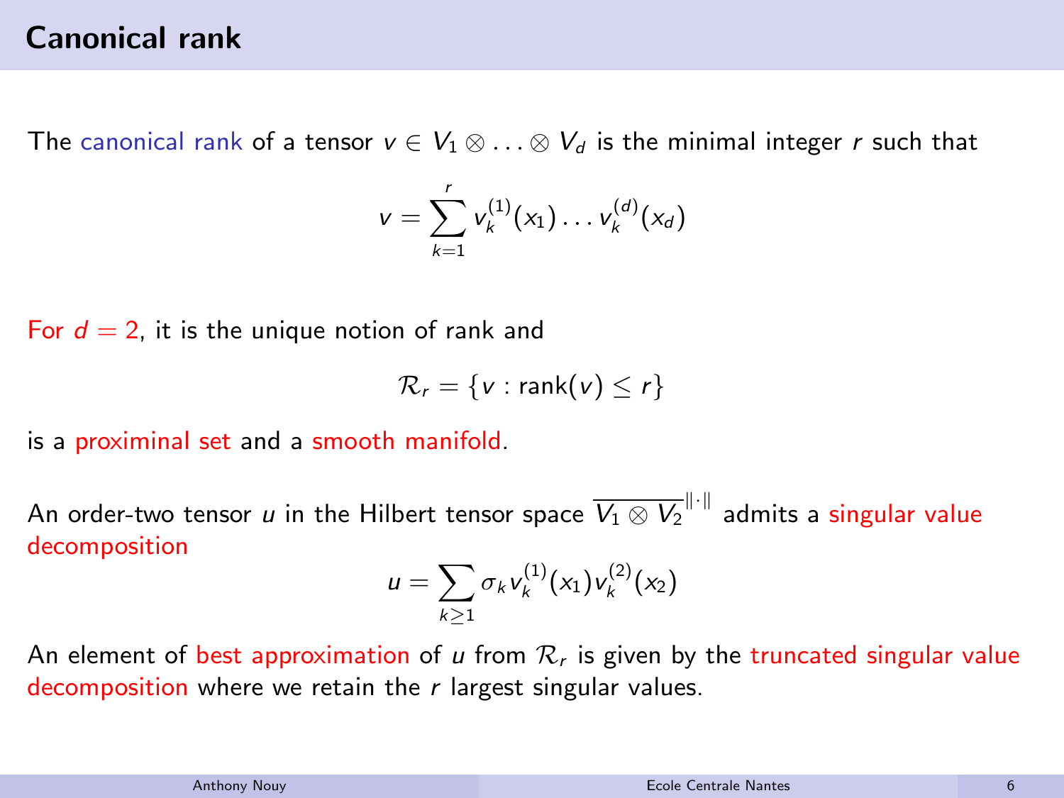# Canonical rank

The canonical rank of a tensor $v \in V_1 \otimes \ldots \otimes V_d$ is the minimal integer $r$ such that

$$v = \sum_{k=1}^{r} v_k^{(1)}(x_1) \ldots v_k^{(d)}(x_d)$$

For $d = 2$, it is the unique notion of rank and

$$\mathcal{R}_r = \{v : \text{rank}(v) \leq r\}$$

is a proximinal set and a smooth manifold.

An order-two tensor $u$ in the Hilbert tensor space $\overline{V_1 \otimes V_2}^{\|\cdot\|}$ admits a singular value decomposition

$$u = \sum_{k \geq 1} \sigma_k v_k^{(1)}(x_1) v_k^{(2)}(x_2)$$

An element of best approximation of $u$ from $\mathcal{R}_r$ is given by the truncated singular value decomposition where we retain the $r$ largest singular values.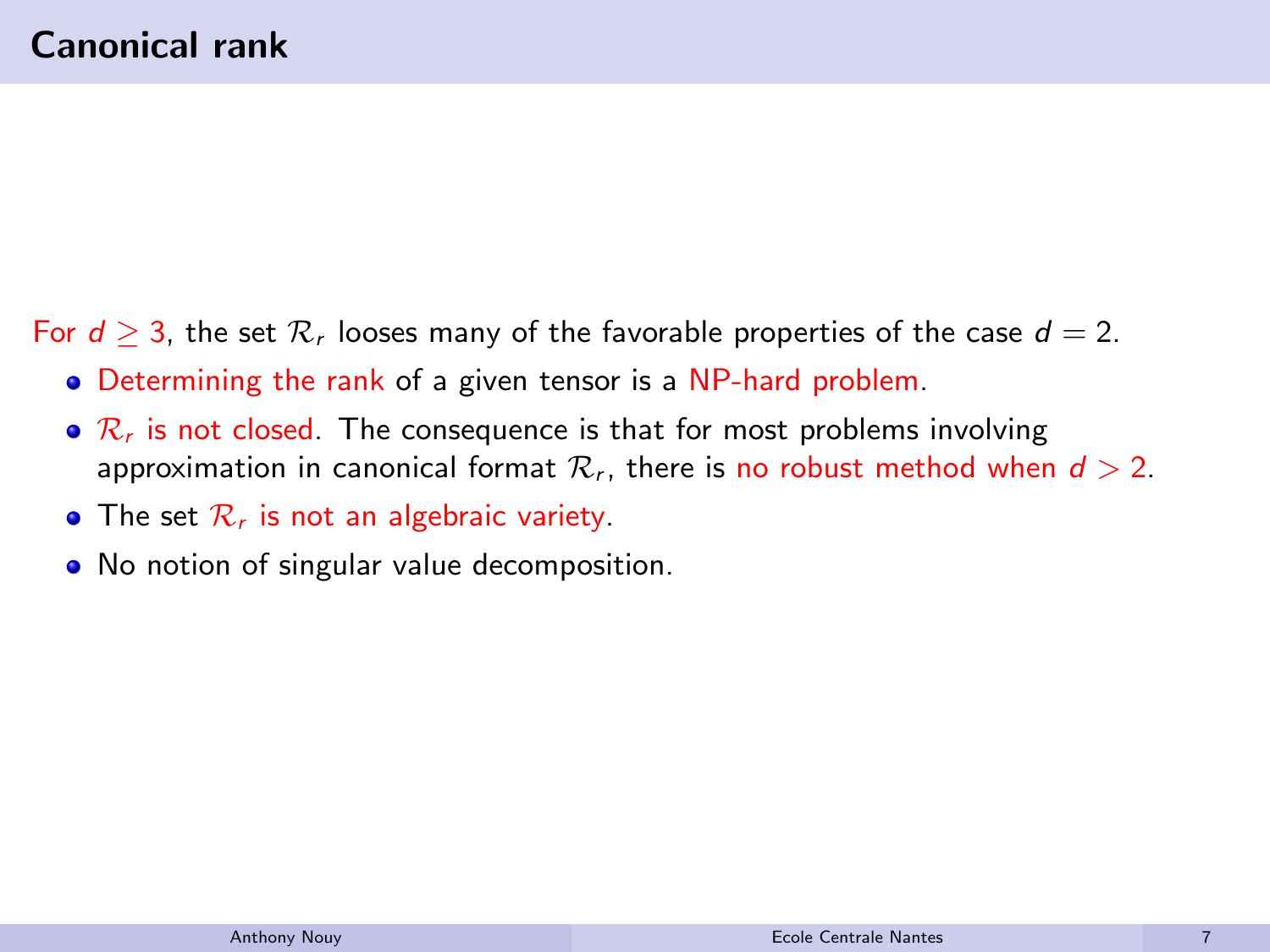## Canonical rank

For $d \geq 3$, the set $\mathcal{R}_r$ looses many of the favorable properties of the case $d = 2$.

- Determining the rank of a given tensor is a NP-hard problem.
- $\mathcal{R}_r$ is not closed. The consequence is that for most problems involving approximation in canonical format $\mathcal{R}_r$, there is no robust method when $d > 2$.
- The set $\mathcal{R}_r$ is not an algebraic variety.
- No notion of singular value decomposition.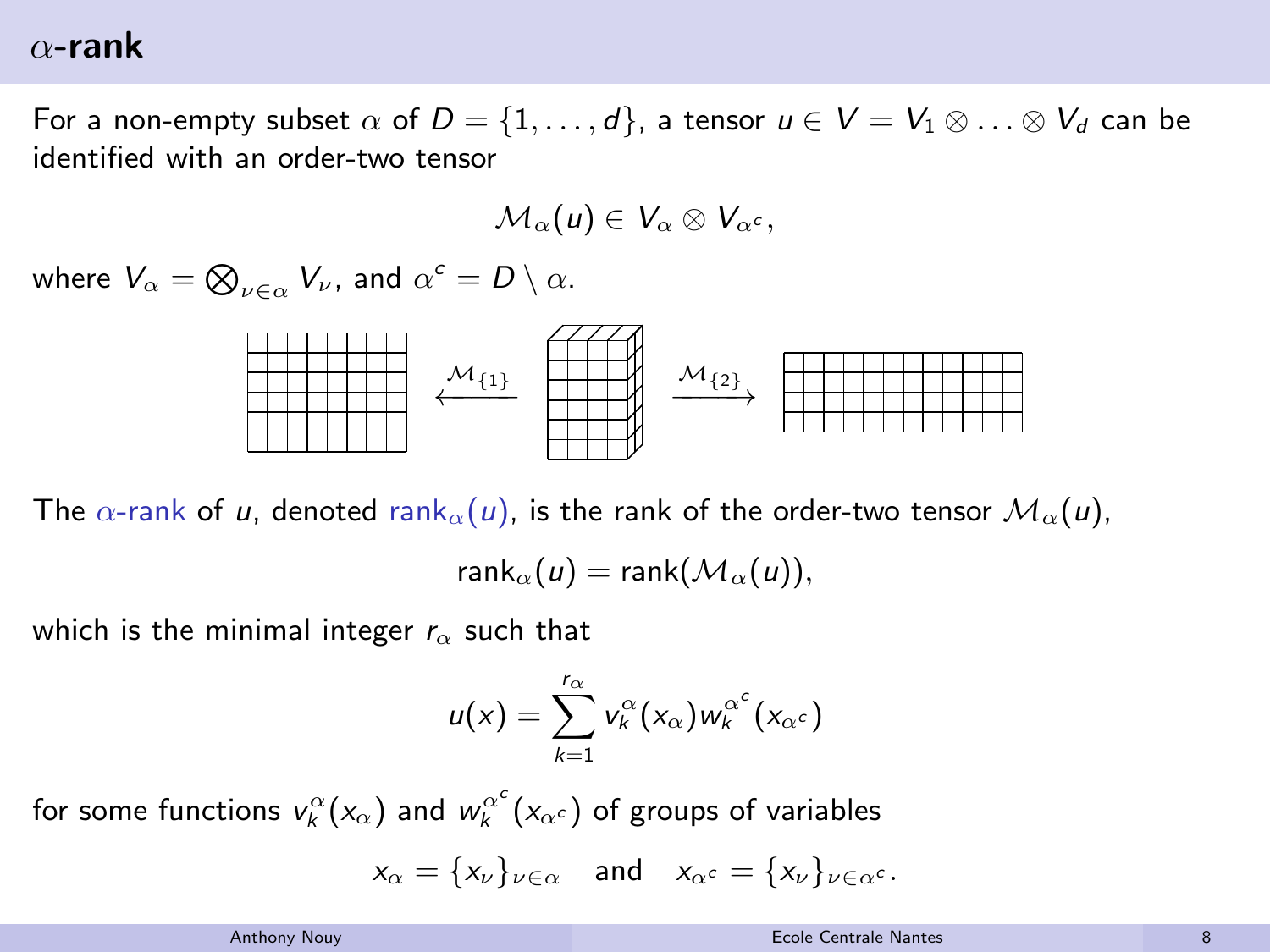# $\alpha$-rank

For a non-empty subset $\alpha$ of $D = \{1, \ldots, d\}$, a tensor $u \in V = V_1 \otimes \ldots \otimes V_d$ can be identified with an order-two tensor

$$\mathcal{M}_\alpha(u) \in V_\alpha \otimes V_{\alpha^c},$$

where $V_\alpha = \bigotimes_{\nu \in \alpha} V_\nu$, and $\alpha^c = D \setminus \alpha$.

$\mathcal{M}_{\{1\}}$ $\qquad$ $\mathcal{M}_{\{2\}}$

The $\alpha$-rank of $u$, denoted $\text{rank}_\alpha(u)$, is the rank of the order-two tensor $\mathcal{M}_\alpha(u)$,

$$\text{rank}_\alpha(u) = \text{rank}(\mathcal{M}_\alpha(u)),$$

which is the minimal integer $r_\alpha$ such that

$$u(x) = \sum_{k=1}^{r_\alpha} v_k^\alpha(x_\alpha) w_k^{\alpha^c}(x_{\alpha^c})$$

for some functions $v_k^\alpha(x_\alpha)$ and $w_k^{\alpha^c}(x_{\alpha^c})$ of groups of variables

$$x_\alpha = \{x_\nu\}_{\nu \in \alpha} \quad \text{and} \quad x_{\alpha^c} = \{x_\nu\}_{\nu \in \alpha^c}.$$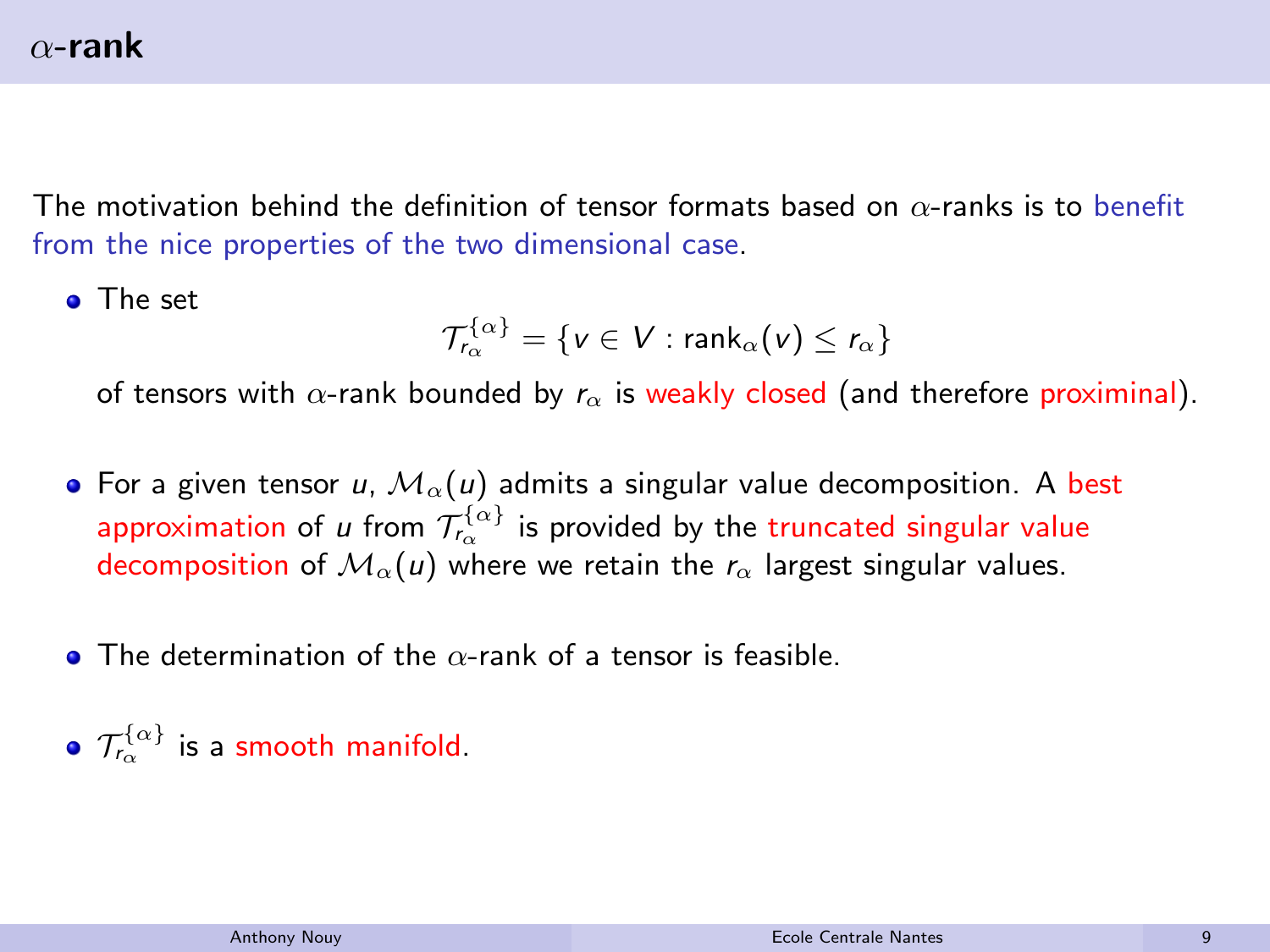# $\alpha$-rank

The motivation behind the definition of tensor formats based on $\alpha$-ranks is to benefit from the nice properties of the two dimensional case.

- The set
$$\mathcal{T}_{r_\alpha}^{\{\alpha\}} = \{v \in V : \text{rank}_\alpha(v) \leq r_\alpha\}$$
of tensors with $\alpha$-rank bounded by $r_\alpha$ is weakly closed (and therefore proximinal).

- For a given tensor $u$, $\mathcal{M}_\alpha(u)$ admits a singular value decomposition. A best approximation of $u$ from $\mathcal{T}_{r_\alpha}^{\{\alpha\}}$ is provided by the truncated singular value decomposition of $\mathcal{M}_\alpha(u)$ where we retain the $r_\alpha$ largest singular values.

- The determination of the $\alpha$-rank of a tensor is feasible.

- $\mathcal{T}_{r_\alpha}^{\{\alpha\}}$ is a smooth manifold.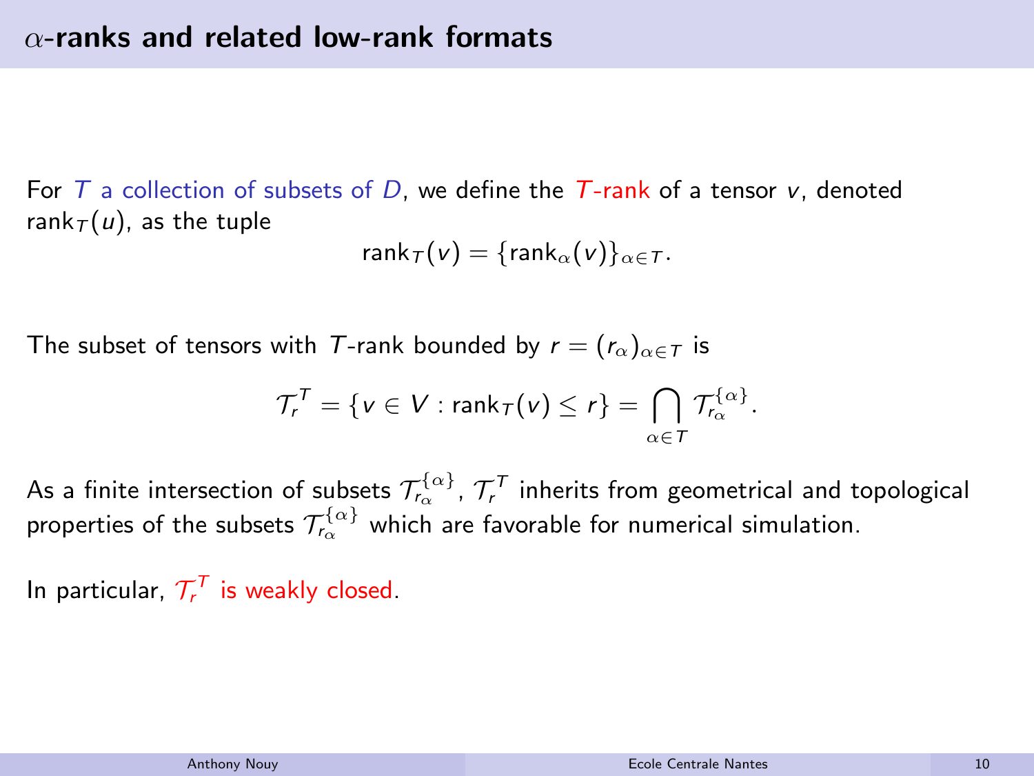# $\alpha$-ranks and related low-rank formats

For $T$ a collection of subsets of $D$, we define the $T$-rank of a tensor $v$, denoted $\text{rank}_T(u)$, as the tuple

$$\text{rank}_T(v) = \{\text{rank}_\alpha(v)\}_{\alpha \in T}.$$

The subset of tensors with $T$-rank bounded by $r = (r_\alpha)_{\alpha \in T}$ is

$$\mathcal{T}_r^T = \{v \in V : \text{rank}_T(v) \leq r\} = \bigcap_{\alpha \in T} \mathcal{T}_{r_\alpha}^{\{\alpha\}}.$$

As a finite intersection of subsets $\mathcal{T}_{r_\alpha}^{\{\alpha\}}$, $\mathcal{T}_r^T$ inherits from geometrical and topological properties of the subsets $\mathcal{T}_{r_\alpha}^{\{\alpha\}}$ which are favorable for numerical simulation.

In particular, $\mathcal{T}_r^T$ is weakly closed.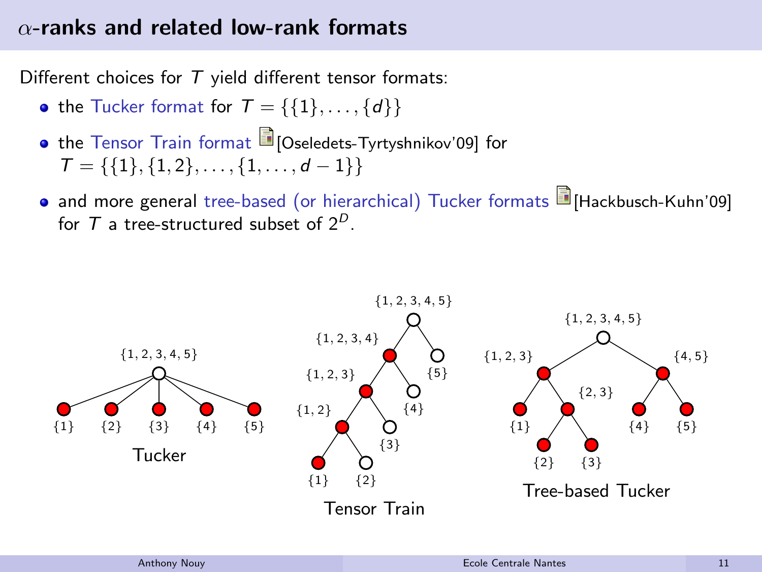## $\alpha$-ranks and related low-rank formats

Different choices for $T$ yield different tensor formats:

- the Tucker format for $T = \{\{1\}, \dots, \{d\}\}$
- the Tensor Train format [Oseledets-Tyrtyshnikov'09] for $T = \{\{1\}, \{1,2\}, \dots, \{1, \dots, d-1\}\}$
- and more general tree-based (or hierarchical) Tucker formats [Hackbusch-Kuhn'09] for $T$ a tree-structured subset of $2^D$.

Tucker

Tensor Train

Tree-based Tucker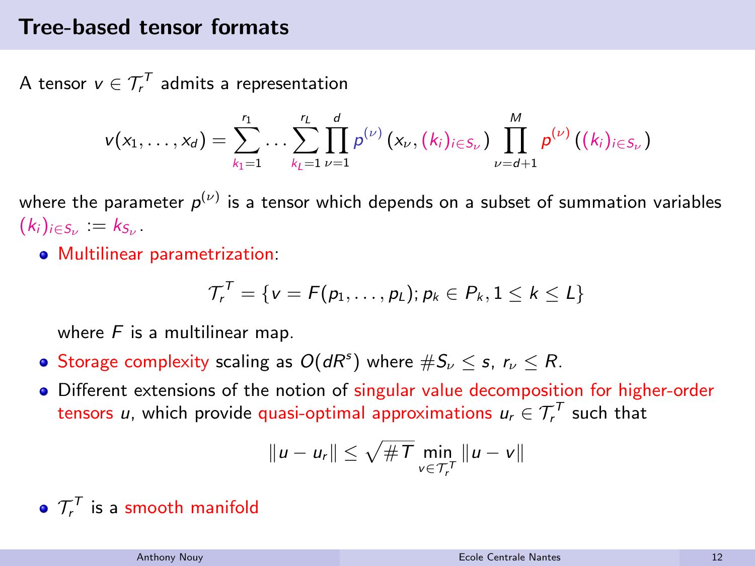## Tree-based tensor formats

A tensor $v \in \mathcal{T}_r^T$ admits a representation

$$v(x_1, \ldots, x_d) = \sum_{k_1=1}^{r_1} \cdots \sum_{k_L=1}^{r_L} \prod_{\nu=1}^{d} p^{(\nu)}(x_\nu, (k_i)_{i \in S_\nu}) \prod_{\nu=d+1}^{M} p^{(\nu)}((k_i)_{i \in S_\nu})$$

where the parameter $p^{(\nu)}$ is a tensor which depends on a subset of summation variables $(k_i)_{i \in S_\nu} := k_{S_\nu}$.

- Multilinear parametrization:

$$\mathcal{T}_r^T = \{v = F(p_1, \ldots, p_L); p_k \in P_k, 1 \leq k \leq L\}$$

  where $F$ is a multilinear map.

- Storage complexity scaling as $O(dR^s)$ where $\#S_\nu \leq s$, $r_\nu \leq R$.
- Different extensions of the notion of singular value decomposition for higher-order tensors $u$, which provide quasi-optimal approximations $u_r \in \mathcal{T}_r^T$ such that

$$\|u - u_r\| \leq \sqrt{\#T} \min_{v \in \mathcal{T}_r^T} \|u - v\|$$

- $\mathcal{T}_r^T$ is a smooth manifold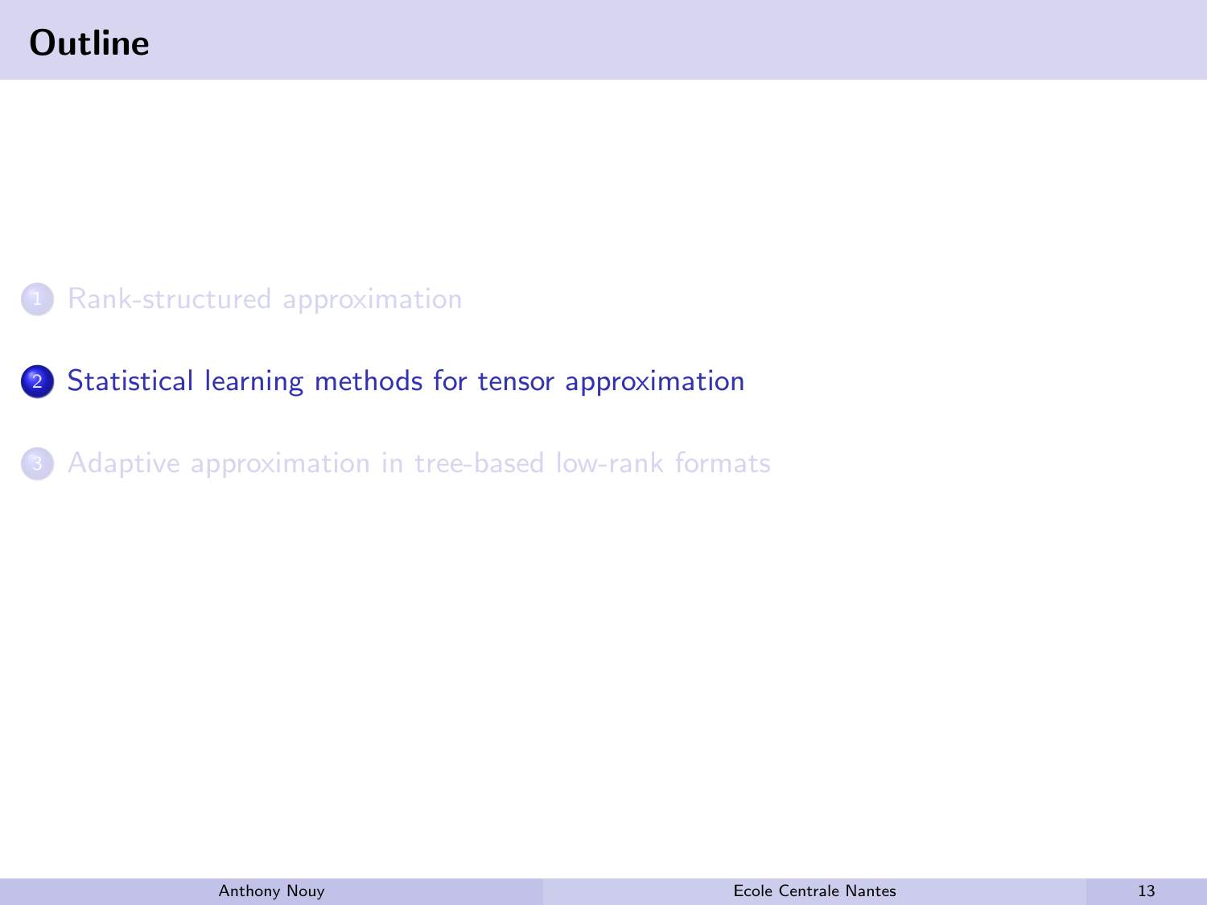# Outline

1. Rank-structured approximation
2. Statistical learning methods for tensor approximation
3. Adaptive approximation in tree-based low-rank formats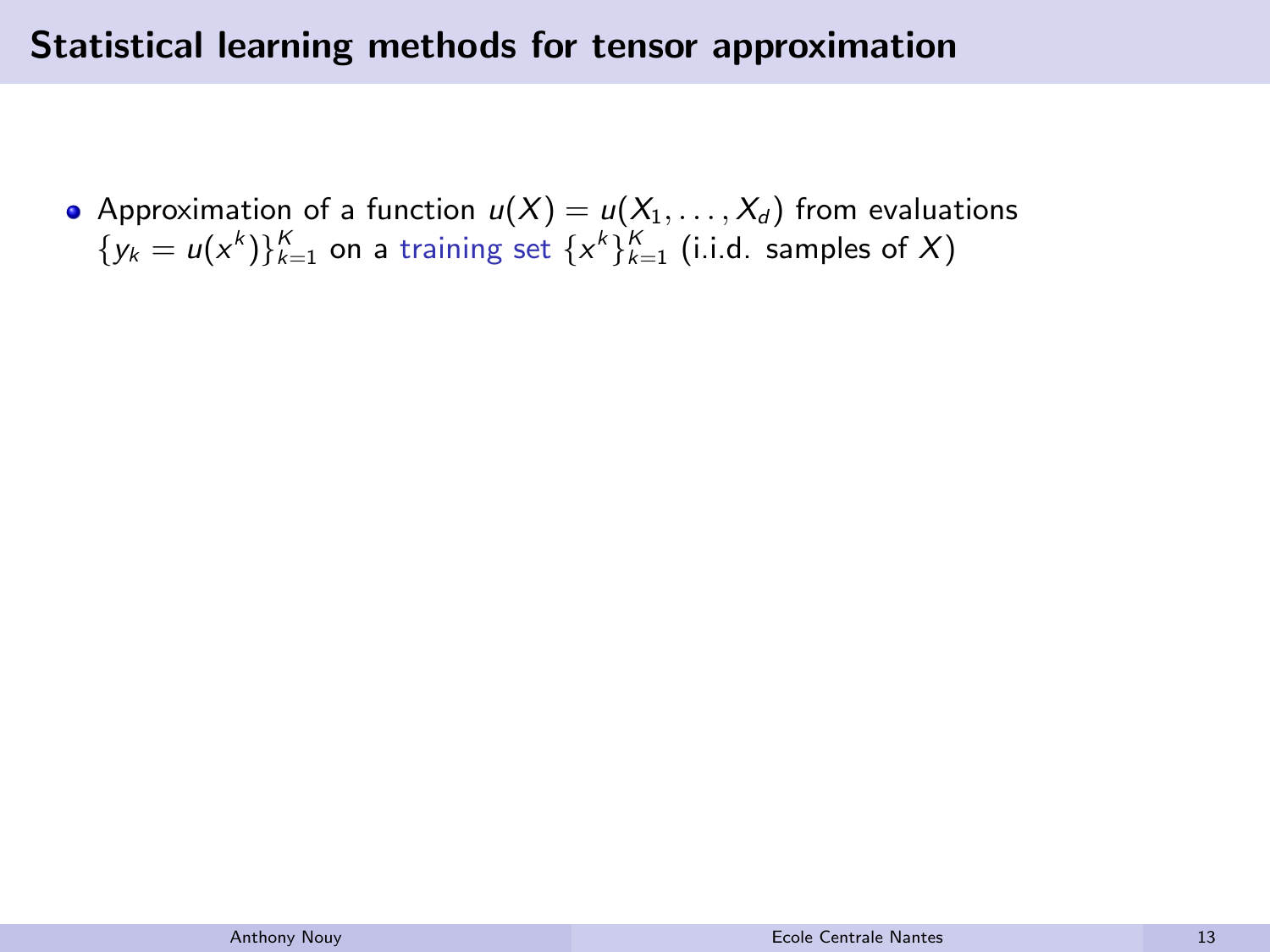## Statistical learning methods for tensor approximation

- Approximation of a function $u(X) = u(X_1, \dots, X_d)$ from evaluations $\{y_k = u(x^k)\}_{k=1}^{K}$ on a training set $\{x^k\}_{k=1}^{K}$ (i.i.d. samples of $X$)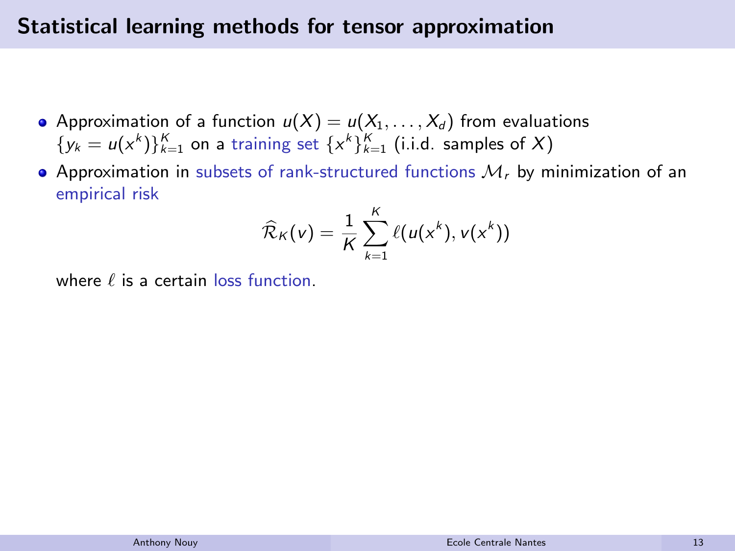## Statistical learning methods for tensor approximation

- Approximation of a function $u(X) = u(X_1, \ldots, X_d)$ from evaluations $\{y_k = u(x^k)\}_{k=1}^K$ on a training set $\{x^k\}_{k=1}^K$ (i.i.d. samples of $X$)
- Approximation in subsets of rank-structured functions $\mathcal{M}_r$ by minimization of an empirical risk

$$\widehat{\mathcal{R}}_K(v) = \frac{1}{K} \sum_{k=1}^{K} \ell(u(x^k), v(x^k))$$

where $\ell$ is a certain loss function.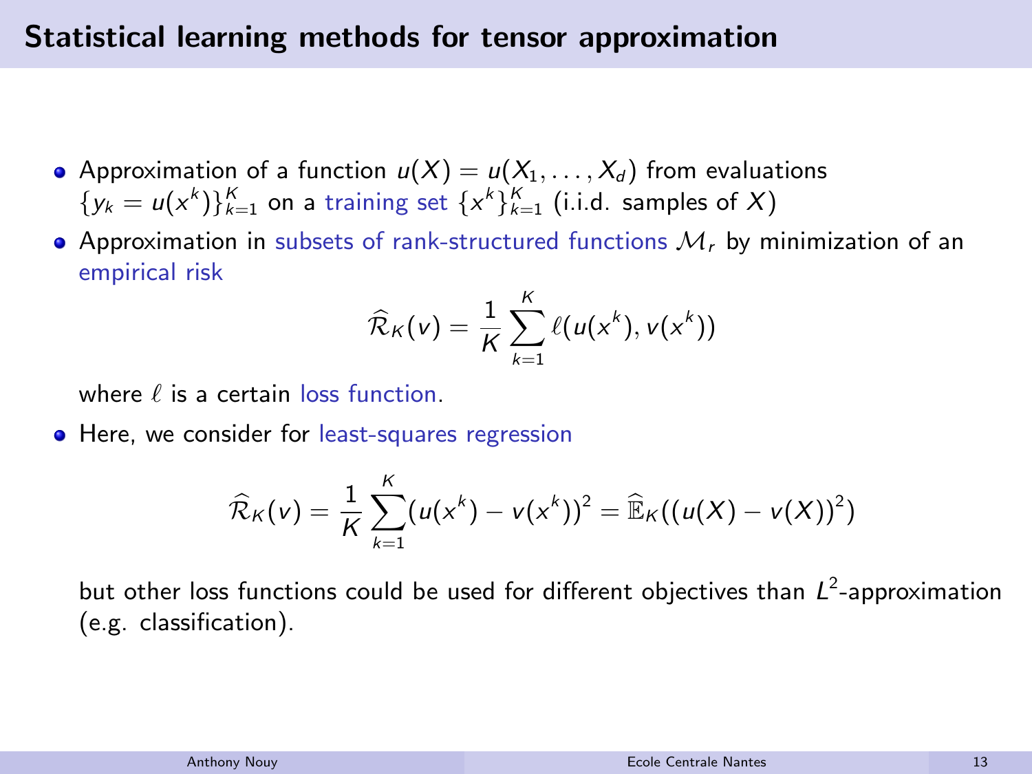## Statistical learning methods for tensor approximation

- Approximation of a function $u(X) = u(X_1, \ldots, X_d)$ from evaluations $\{y_k = u(x^k)\}_{k=1}^K$ on a training set $\{x^k\}_{k=1}^K$ (i.i.d. samples of $X$)
- Approximation in subsets of rank-structured functions $\mathcal{M}_r$ by minimization of an empirical risk

$$\widehat{\mathcal{R}}_K(v) = \frac{1}{K} \sum_{k=1}^{K} \ell(u(x^k), v(x^k))$$

  where $\ell$ is a certain loss function.

- Here, we consider for least-squares regression

$$\widehat{\mathcal{R}}_K(v) = \frac{1}{K} \sum_{k=1}^{K} (u(x^k) - v(x^k))^2 = \widehat{\mathbb{E}}_K((u(X) - v(X))^2)$$

  but other loss functions could be used for different objectives than $L^2$-approximation (e.g. classification).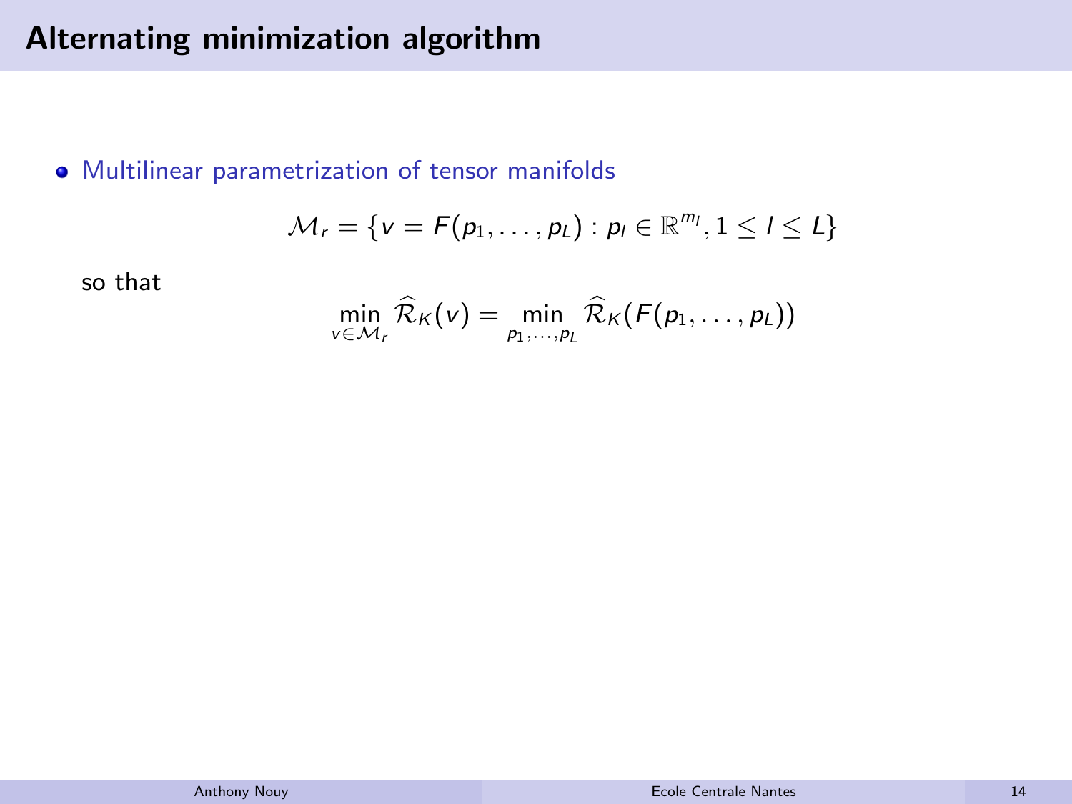# Alternating minimization algorithm

- Multilinear parametrization of tensor manifolds

$$\mathcal{M}_r = \{v = F(p_1, \ldots, p_L) : p_l \in \mathbb{R}^{m_l}, 1 \leq l \leq L\}$$

so that

$$\min_{v \in \mathcal{M}_r} \widehat{\mathcal{R}}_K(v) = \min_{p_1, \ldots, p_L} \widehat{\mathcal{R}}_K(F(p_1, \ldots, p_L))$$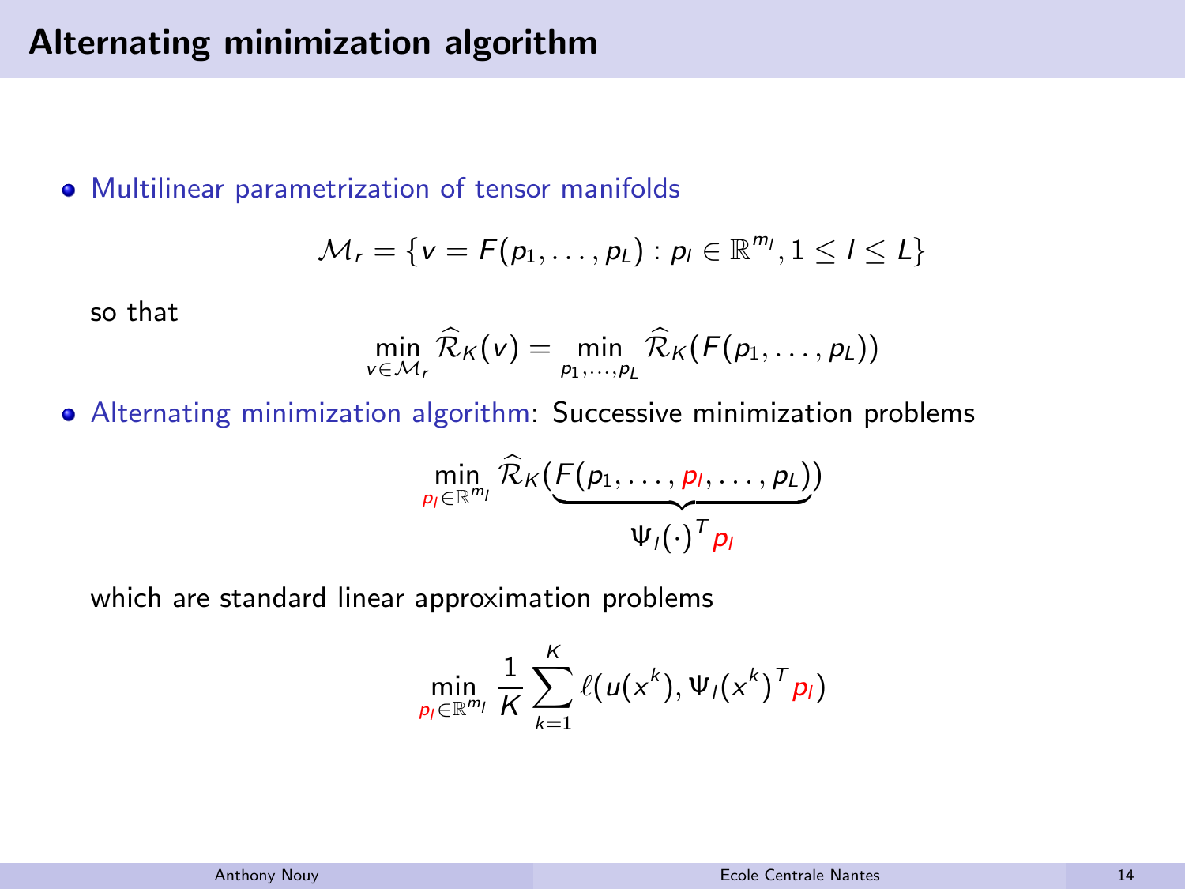## Alternating minimization algorithm

- Multilinear parametrization of tensor manifolds

$$\mathcal{M}_r = \{v = F(p_1, \dots, p_L) : p_l \in \mathbb{R}^{m_l}, 1 \leq l \leq L\}$$

so that

$$\min_{v \in \mathcal{M}_r} \widehat{\mathcal{R}}_K(v) = \min_{p_1, \dots, p_L} \widehat{\mathcal{R}}_K(F(p_1, \dots, p_L))$$

- Alternating minimization algorithm: Successive minimization problems

$$\min_{p_l \in \mathbb{R}^{m_l}} \widehat{\mathcal{R}}_K(\underbrace{F(p_1, \dots, p_l, \dots, p_L)}_{\Psi_l(\cdot)^T p_l})$$

which are standard linear approximation problems

$$\min_{p_l \in \mathbb{R}^{m_l}} \frac{1}{K} \sum_{k=1}^{K} \ell(u(x^k), \Psi_l(x^k)^T p_l)$$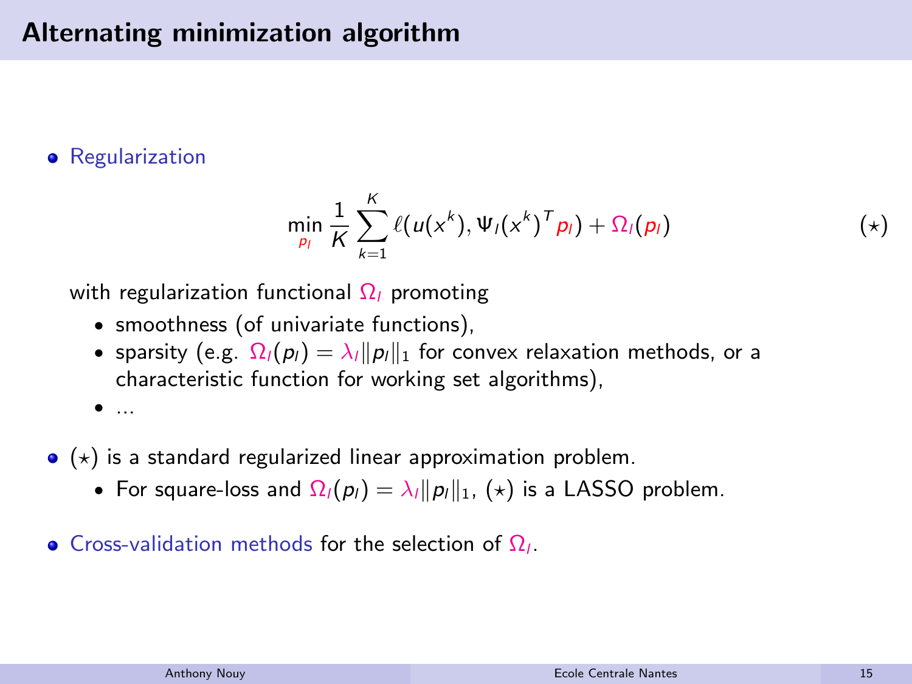# Alternating minimization algorithm

- Regularization

$$\min_{p_l} \frac{1}{K} \sum_{k=1}^{K} \ell(u(x^k), \Psi_l(x^k)^T p_l) + \Omega_l(p_l) \qquad (\star)$$

  with regularization functional $\Omega_l$ promoting
  - smoothness (of univariate functions),
  - sparsity (e.g. $\Omega_l(p_l) = \lambda_l \|p_l\|_1$ for convex relaxation methods, or a characteristic function for working set algorithms),
  - ...

- $(\star)$ is a standard regularized linear approximation problem.
  - For square-loss and $\Omega_l(p_l) = \lambda_l \|p_l\|_1$, $(\star)$ is a LASSO problem.

- Cross-validation methods for the selection of $\Omega_l$.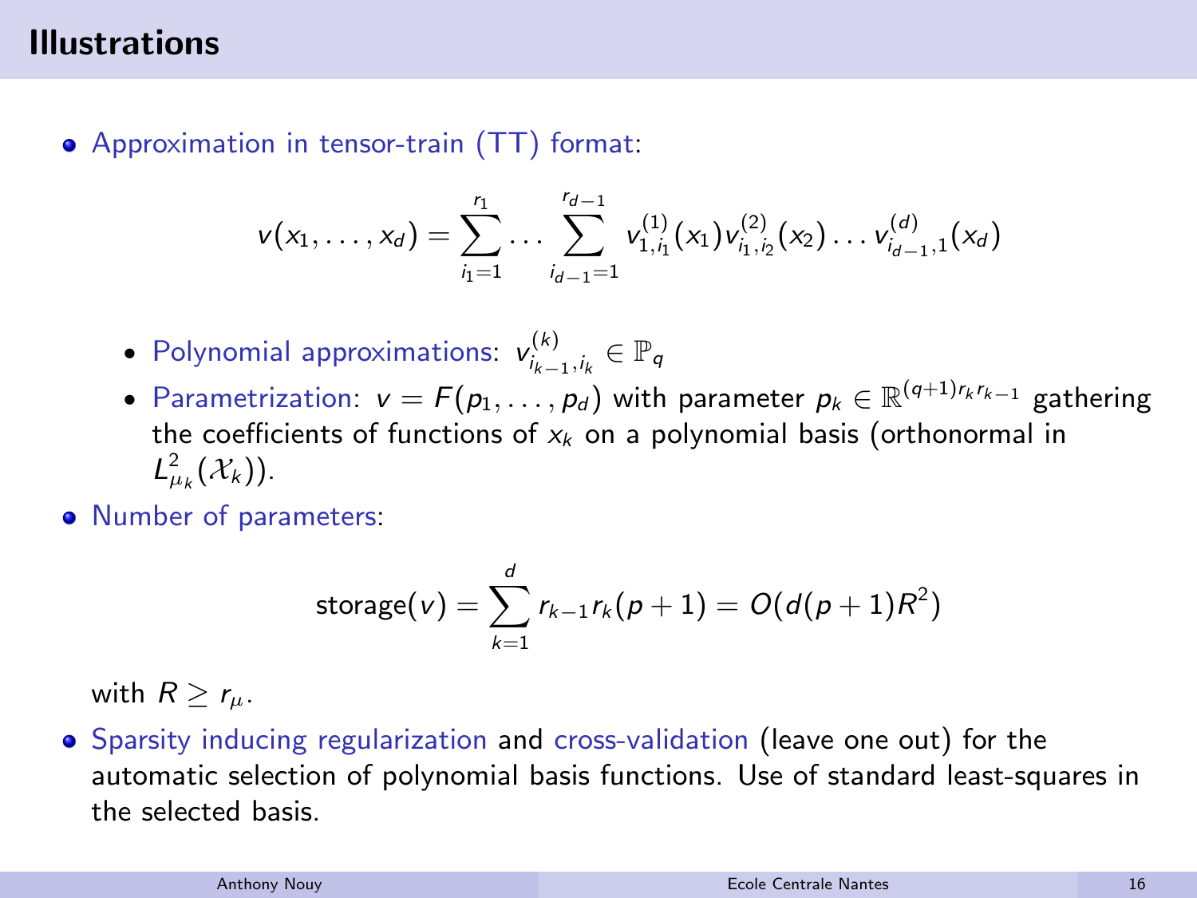# Illustrations

- Approximation in tensor-train (TT) format:

$$v(x_1, \dots, x_d) = \sum_{i_1=1}^{r_1} \dots \sum_{i_{d-1}=1}^{r_{d-1}} v^{(1)}_{1,i_1}(x_1) v^{(2)}_{i_1,i_2}(x_2) \dots v^{(d)}_{i_{d-1},1}(x_d)$$

  - Polynomial approximations: $v^{(k)}_{i_{k-1},i_k} \in \mathbb{P}_q$
  - Parametrization: $v = F(p_1, \dots, p_d)$ with parameter $p_k \in \mathbb{R}^{(q+1)r_k r_{k-1}}$ gathering the coefficients of functions of $x_k$ on a polynomial basis (orthonormal in $L^2_{\mu_k}(\mathcal{X}_k)$).

- Number of parameters:

$$\text{storage}(v) = \sum_{k=1}^{d} r_{k-1} r_k (p+1) = O(d(p+1)R^2)$$

  with $R \geq r_\mu$.

- Sparsity inducing regularization and cross-validation (leave one out) for the automatic selection of polynomial basis functions. Use of standard least-squares in the selected basis.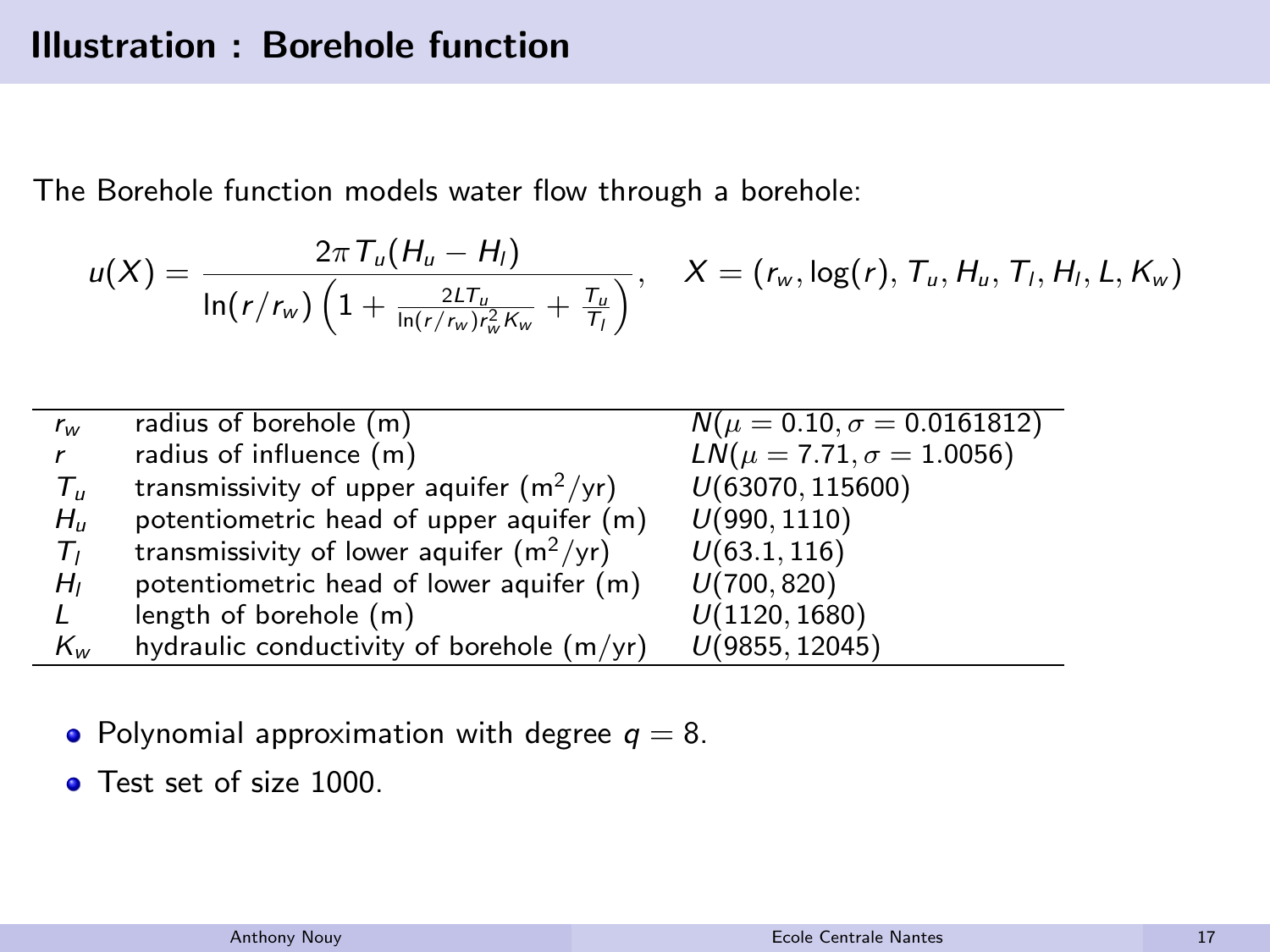# Illustration : Borehole function

The Borehole function models water flow through a borehole:

$$u(X) = \frac{2\pi T_u(H_u - H_l)}{\ln(r/r_w)\left(1 + \frac{2LT_u}{\ln(r/r_w)r_w^2 K_w} + \frac{T_u}{T_l}\right)}, \quad X = (r_w, \log(r), T_u, H_u, T_l, H_l, L, K_w)$$

| | | |
|---|---|---|
| $r_w$ | radius of borehole (m) | $N(\mu = 0.10, \sigma = 0.0161812)$ |
| $r$ | radius of influence (m) | $LN(\mu = 7.71, \sigma = 1.0056)$ |
| $T_u$ | transmissivity of upper aquifer ($\mathrm{m}^2$/yr) | $U(63070, 115600)$ |
| $H_u$ | potentiometric head of upper aquifer (m) | $U(990, 1110)$ |
| $T_l$ | transmissivity of lower aquifer ($\mathrm{m}^2$/yr) | $U(63.1, 116)$ |
| $H_l$ | potentiometric head of lower aquifer (m) | $U(700, 820)$ |
| $L$ | length of borehole (m) | $U(1120, 1680)$ |
| $K_w$ | hydraulic conductivity of borehole (m/yr) | $U(9855, 12045)$ |

- Polynomial approximation with degree $q = 8$.
- Test set of size 1000.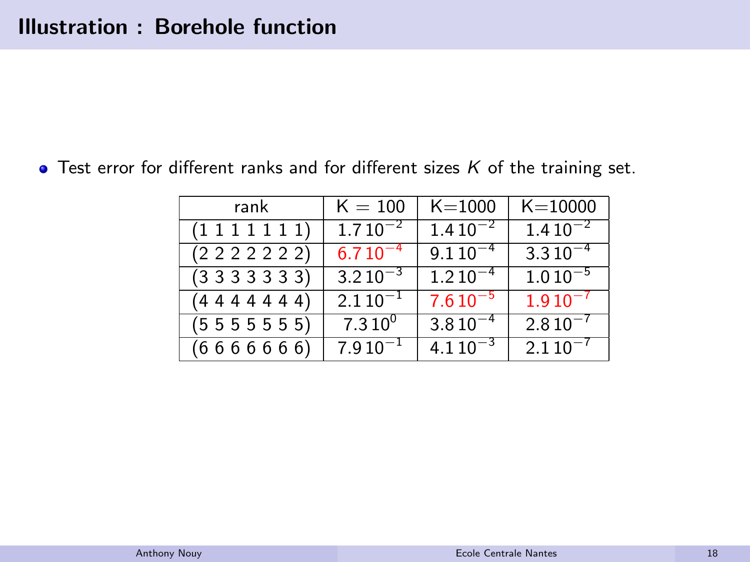# Illustration : Borehole function

- Test error for different ranks and for different sizes $K$ of the training set.

| rank | K = 100 | K=1000 | K=10000 |
|---|---|---|---|
| (1 1 1 1 1 1 1) | $1.7\,10^{-2}$ | $1.4\,10^{-2}$ | $1.4\,10^{-2}$ |
| (2 2 2 2 2 2 2) | $6.7\,10^{-4}$ | $9.1\,10^{-4}$ | $3.3\,10^{-4}$ |
| (3 3 3 3 3 3 3) | $3.2\,10^{-3}$ | $1.2\,10^{-4}$ | $1.0\,10^{-5}$ |
| (4 4 4 4 4 4 4) | $2.1\,10^{-1}$ | $7.6\,10^{-5}$ | $1.9\,10^{-7}$ |
| (5 5 5 5 5 5 5) | $7.3\,10^{0}$ | $3.8\,10^{-4}$ | $2.8\,10^{-7}$ |
| (6 6 6 6 6 6 6) | $7.9\,10^{-1}$ | $4.1\,10^{-3}$ | $2.1\,10^{-7}$ |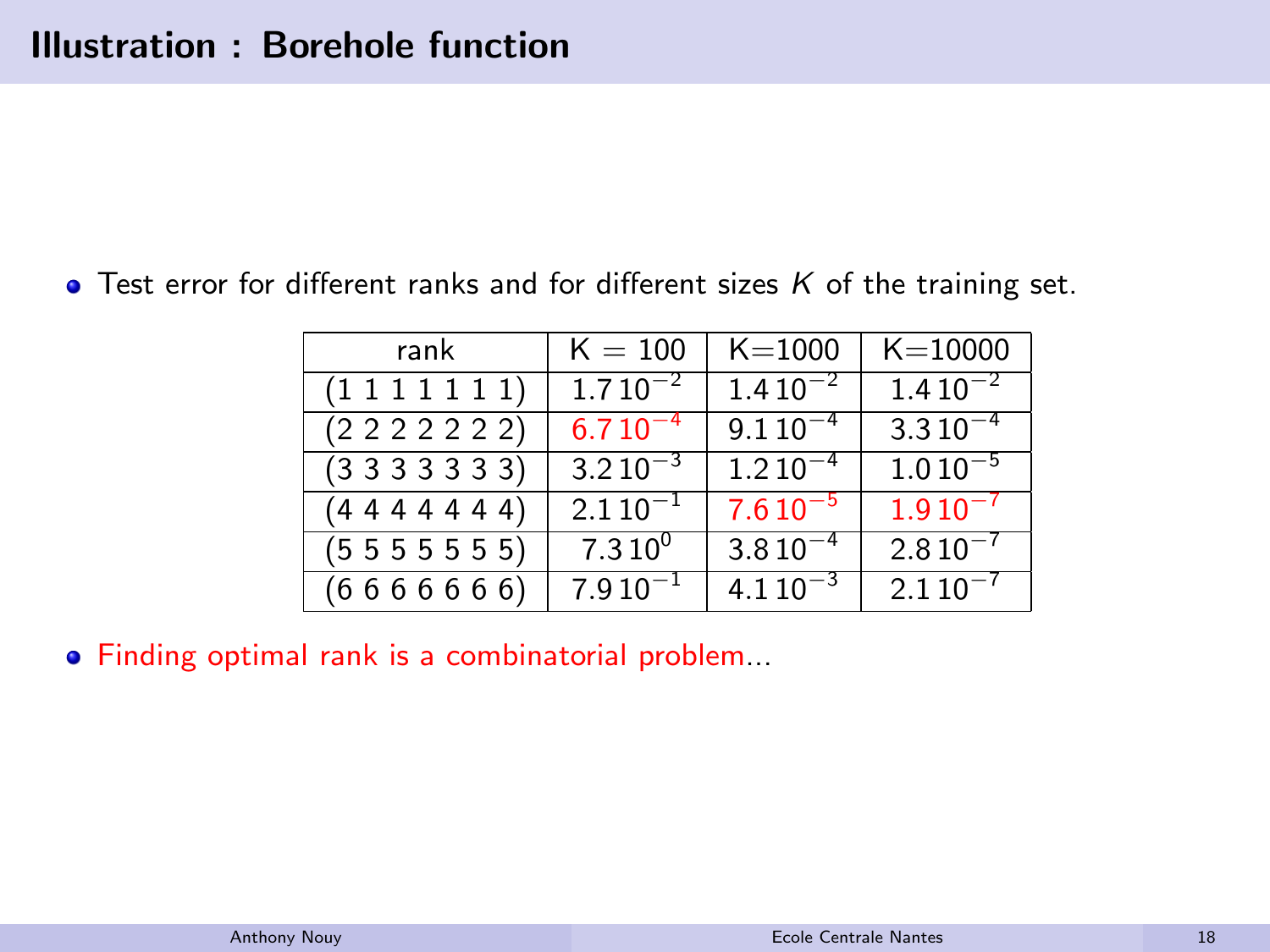# Illustration : Borehole function

- Test error for different ranks and for different sizes $K$ of the training set.

| rank | $K = 100$ | $K$=1000 | $K$=10000 |
|---|---|---|---|
| (1 1 1 1 1 1 1) | $1.7\,10^{-2}$ | $1.4\,10^{-2}$ | $1.4\,10^{-2}$ |
| (2 2 2 2 2 2 2) | $6.7\,10^{-4}$ | $9.1\,10^{-4}$ | $3.3\,10^{-4}$ |
| (3 3 3 3 3 3 3) | $3.2\,10^{-3}$ | $1.2\,10^{-4}$ | $1.0\,10^{-5}$ |
| (4 4 4 4 4 4 4) | $2.1\,10^{-1}$ | $7.6\,10^{-5}$ | $1.9\,10^{-7}$ |
| (5 5 5 5 5 5 5) | $7.3\,10^{0}$ | $3.8\,10^{-4}$ | $2.8\,10^{-7}$ |
| (6 6 6 6 6 6 6) | $7.9\,10^{-1}$ | $4.1\,10^{-3}$ | $2.1\,10^{-7}$ |

- Finding optimal rank is a combinatorial problem...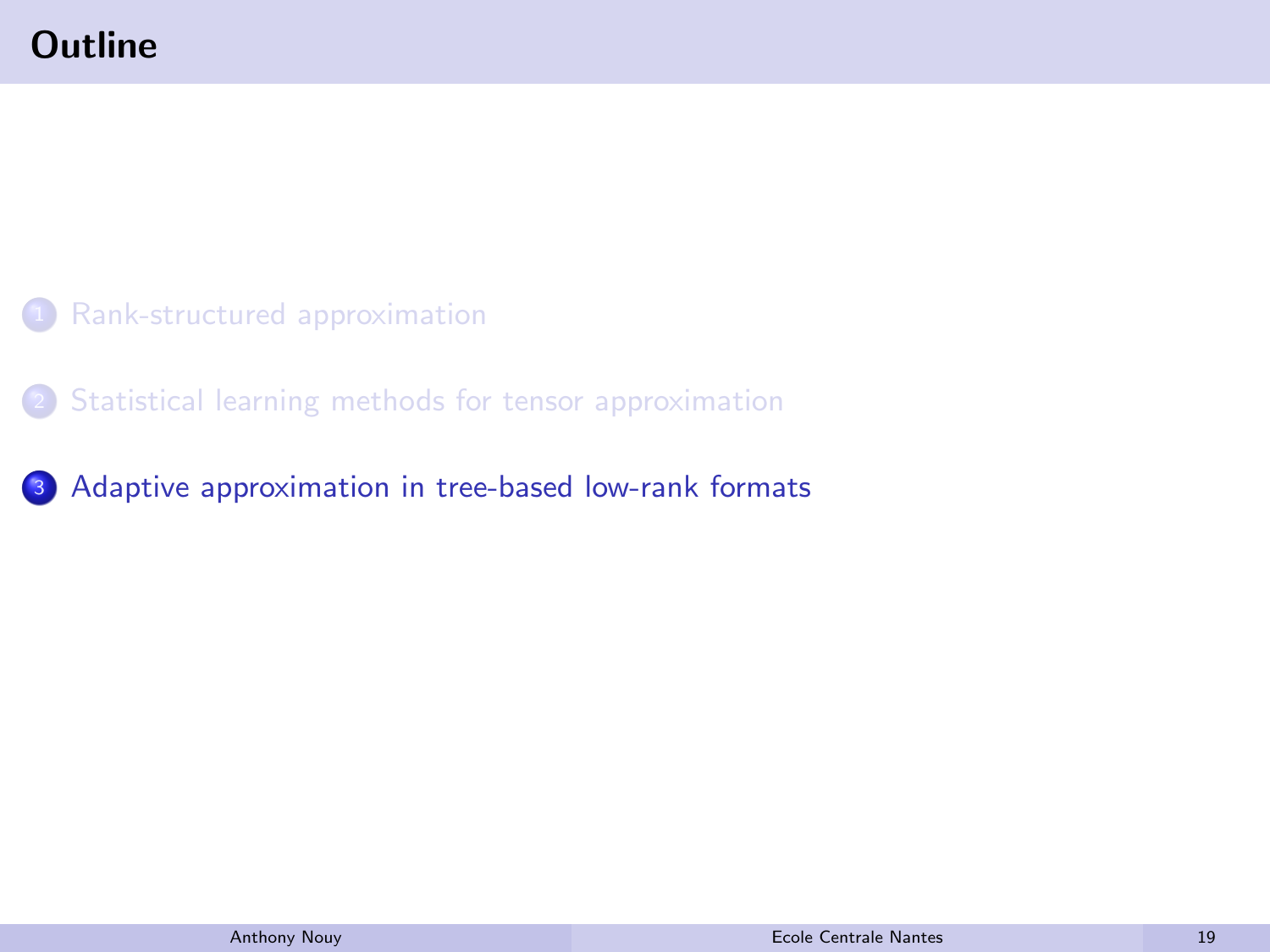## Outline

1. Rank-structured approximation

2. Statistical learning methods for tensor approximation

3. Adaptive approximation in tree-based low-rank formats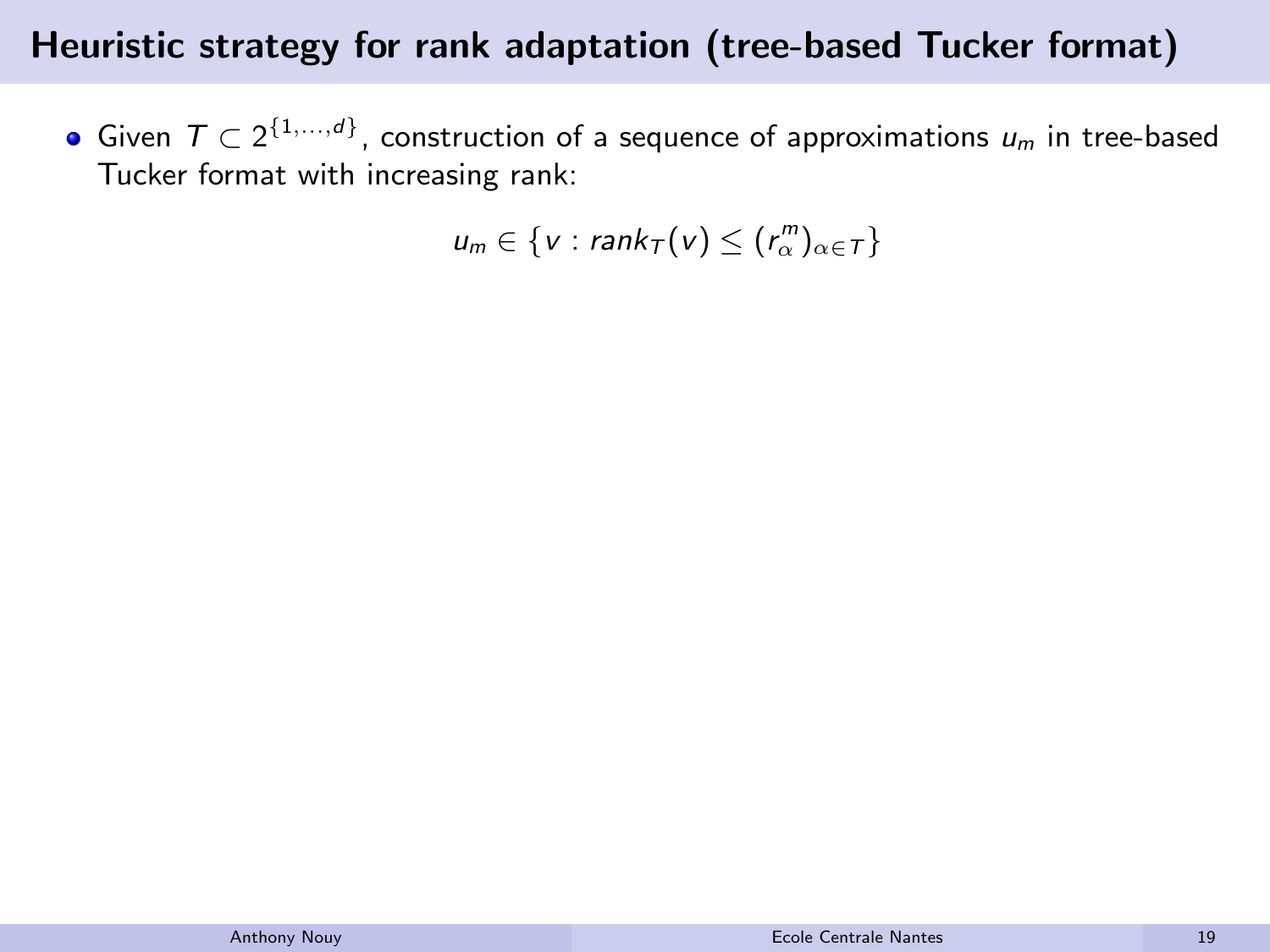# Heuristic strategy for rank adaptation (tree-based Tucker format)

- Given $T \subset 2^{\{1,\ldots,d\}}$, construction of a sequence of approximations $u_m$ in tree-based Tucker format with increasing rank:

$$u_m \in \{v : rank_T(v) \leq (r_\alpha^m)_{\alpha \in T}\}$$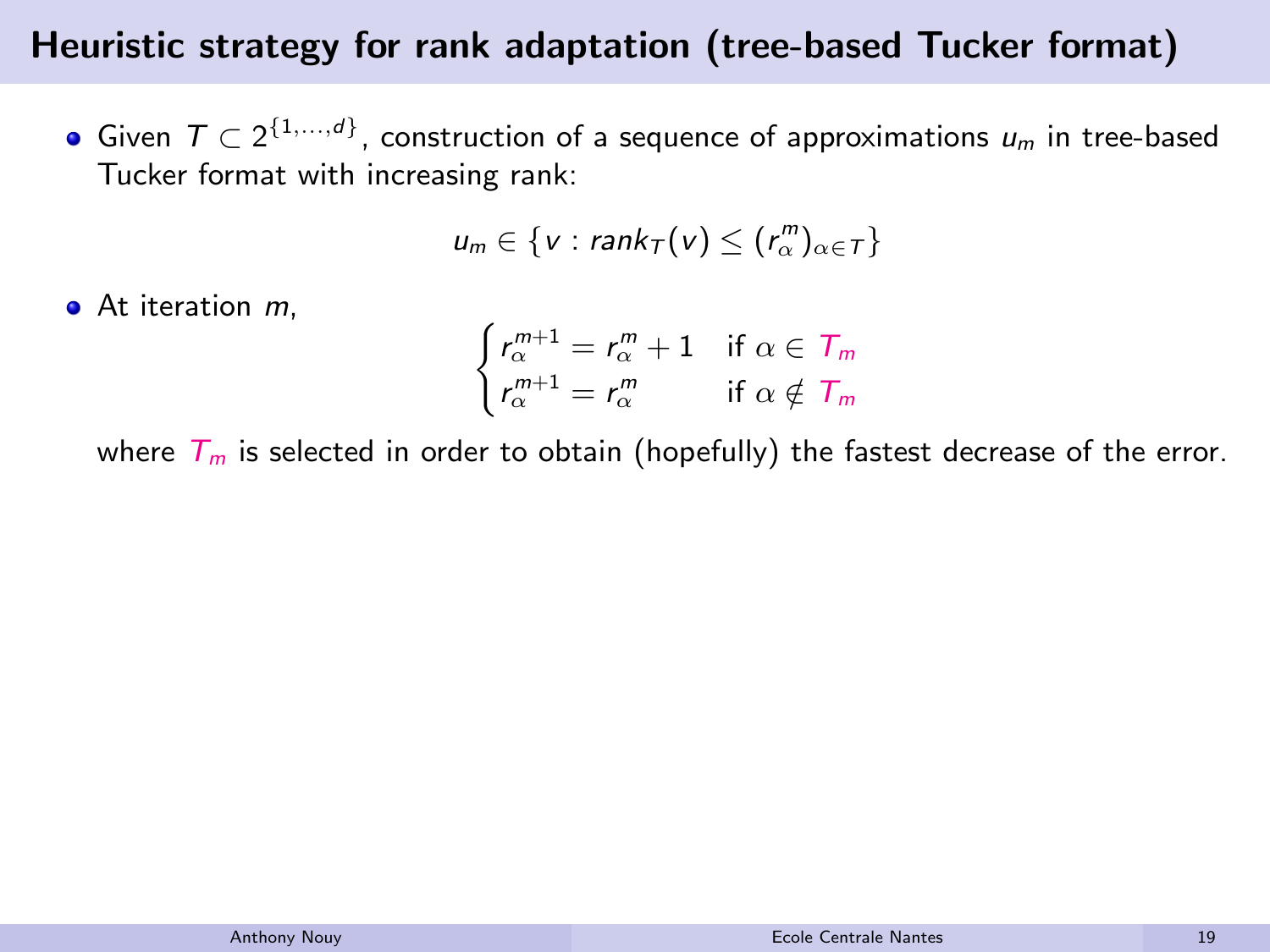# Heuristic strategy for rank adaptation (tree-based Tucker format)

- Given $T \subset 2^{\{1,\ldots,d\}}$, construction of a sequence of approximations $u_m$ in tree-based Tucker format with increasing rank:

$$u_m \in \{v : rank_T(v) \leq (r_\alpha^m)_{\alpha \in T}\}$$

- At iteration $m$,

$$\begin{cases} r_\alpha^{m+1} = r_\alpha^m + 1 & \text{if } \alpha \in T_m \\ r_\alpha^{m+1} = r_\alpha^m & \text{if } \alpha \notin T_m \end{cases}$$

where $T_m$ is selected in order to obtain (hopefully) the fastest decrease of the error.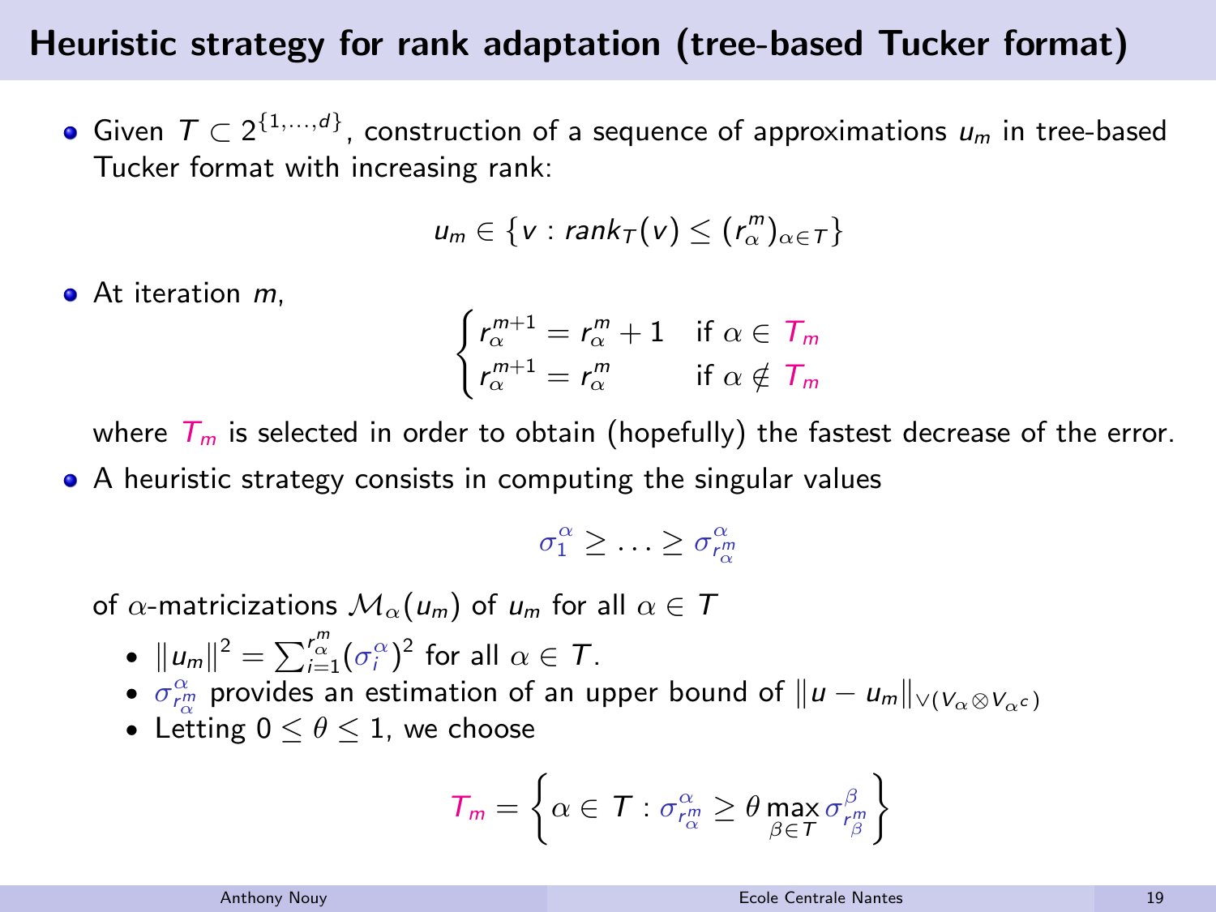## Heuristic strategy for rank adaptation (tree-based Tucker format)

- Given $T \subset 2^{\{1,\ldots,d\}}$, construction of a sequence of approximations $u_m$ in tree-based Tucker format with increasing rank:

$$u_m \in \{v : rank_T(v) \leq (r_\alpha^m)_{\alpha \in T}\}$$

- At iteration $m$,

$$\begin{cases} r_\alpha^{m+1} = r_\alpha^m + 1 & \text{if } \alpha \in T_m \\ r_\alpha^{m+1} = r_\alpha^m & \text{if } \alpha \notin T_m \end{cases}$$

  where $T_m$ is selected in order to obtain (hopefully) the fastest decrease of the error.

- A heuristic strategy consists in computing the singular values

$$\sigma_1^\alpha \geq \ldots \geq \sigma_{r_\alpha^m}^\alpha$$

  of $\alpha$-matricizations $\mathcal{M}_\alpha(u_m)$ of $u_m$ for all $\alpha \in T$
  - $\|u_m\|^2 = \sum_{i=1}^{r_\alpha^m} (\sigma_i^\alpha)^2$ for all $\alpha \in T$.
  - $\sigma_{r_\alpha^m}^\alpha$ provides an estimation of an upper bound of $\|u - u_m\|_{\vee(V_\alpha \otimes V_{\alpha^c})}$
  - Letting $0 \leq \theta \leq 1$, we choose

$$T_m = \left\{ \alpha \in T : \sigma_{r_\alpha^m}^\alpha \geq \theta \max_{\beta \in T} \sigma_{r_\beta^m}^\beta \right\}$$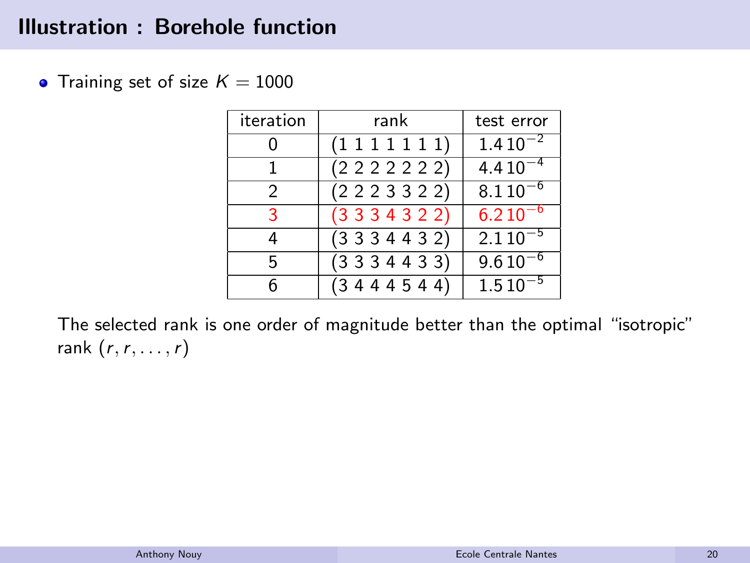# Illustration : Borehole function

- Training set of size $K = 1000$

| iteration | rank | test error |
|---|---|---|
| 0 | (1 1 1 1 1 1 1) | $1.4\,10^{-2}$ |
| 1 | (2 2 2 2 2 2 2) | $4.4\,10^{-4}$ |
| 2 | (2 2 2 3 3 2 2) | $8.1\,10^{-6}$ |
| 3 | (3 3 3 4 3 2 2) | $6.2\,10^{-6}$ |
| 4 | (3 3 3 4 4 3 2) | $2.1\,10^{-5}$ |
| 5 | (3 3 3 4 4 3 3) | $9.6\,10^{-6}$ |
| 6 | (3 4 4 4 5 4 4) | $1.5\,10^{-5}$ |

The selected rank is one order of magnitude better than the optimal "isotropic" rank $(r, r, \dots, r)$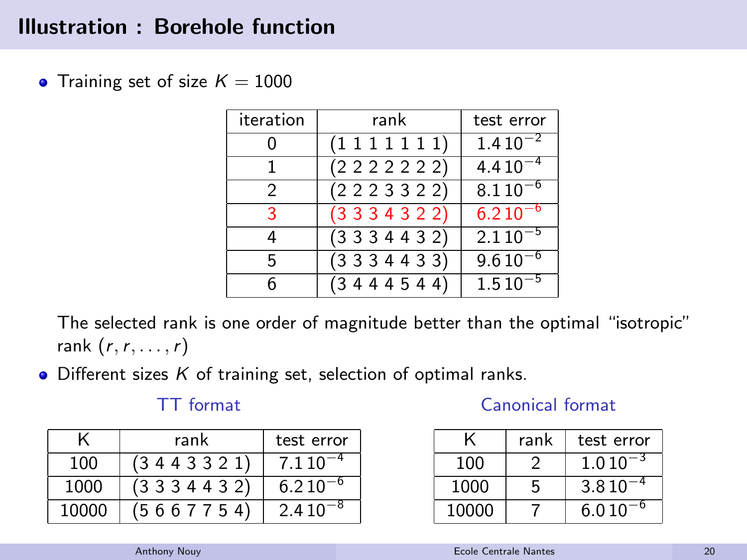# Illustration : Borehole function

- Training set of size $K = 1000$

| iteration | rank | test error |
|---|---|---|
| 0 | (1 1 1 1 1 1 1) | $1.4\,10^{-2}$ |
| 1 | (2 2 2 2 2 2 2) | $4.4\,10^{-4}$ |
| 2 | (2 2 2 3 3 2 2) | $8.1\,10^{-6}$ |
| 3 | (3 3 3 4 3 2 2) | $6.2\,10^{-6}$ |
| 4 | (3 3 3 4 4 3 2) | $2.1\,10^{-5}$ |
| 5 | (3 3 3 4 4 3 3) | $9.6\,10^{-6}$ |
| 6 | (3 4 4 4 5 4 4) | $1.5\,10^{-5}$ |

  The selected rank is one order of magnitude better than the optimal "isotropic" rank $(r, r, \dots, r)$

- Different sizes $K$ of training set, selection of optimal ranks.

**TT format**

| K | rank | test error |
|---|---|---|
| 100 | (3 4 4 3 3 2 1) | $7.1\,10^{-4}$ |
| 1000 | (3 3 3 4 4 3 2) | $6.2\,10^{-6}$ |
| 10000 | (5 6 6 7 7 5 4) | $2.4\,10^{-8}$ |

**Canonical format**

| K | rank | test error |
|---|---|---|
| 100 | 2 | $1.0\,10^{-3}$ |
| 1000 | 5 | $3.8\,10^{-4}$ |
| 10000 | 7 | $6.0\,10^{-6}$ |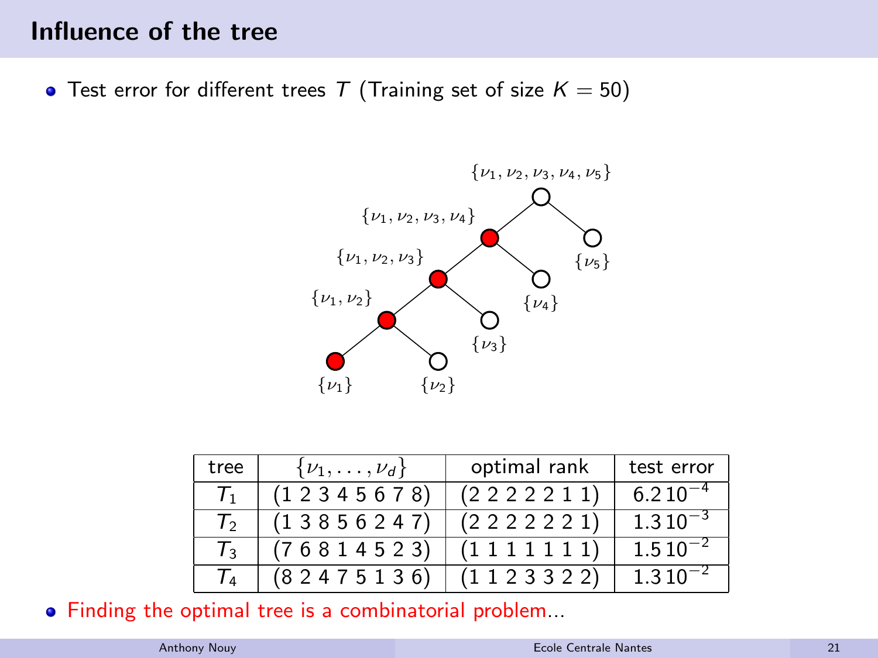## Influence of the tree

- Test error for different trees $T$ (Training set of size $K = 50$)

$\{\nu_1, \nu_2, \nu_3, \nu_4, \nu_5\}$

$\{\nu_1, \nu_2, \nu_3, \nu_4\}$ $\{\nu_5\}$

$\{\nu_1, \nu_2, \nu_3\}$ $\{\nu_4\}$

$\{\nu_1, \nu_2\}$ $\{\nu_3\}$

$\{\nu_1\}$ $\{\nu_2\}$

| tree | $\{\nu_1, \ldots, \nu_d\}$ | optimal rank | test error |
|---|---|---|---|
| $T_1$ | (1 2 3 4 5 6 7 8) | (2 2 2 2 2 1 1) | $6.2\,10^{-4}$ |
| $T_2$ | (1 3 8 5 6 2 4 7) | (2 2 2 2 2 2 1) | $1.3\,10^{-3}$ |
| $T_3$ | (7 6 8 1 4 5 2 3) | (1 1 1 1 1 1 1) | $1.5\,10^{-2}$ |
| $T_4$ | (8 2 4 7 5 1 3 6) | (1 1 2 3 3 2 2) | $1.3\,10^{-2}$ |

- Finding the optimal tree is a combinatorial problem...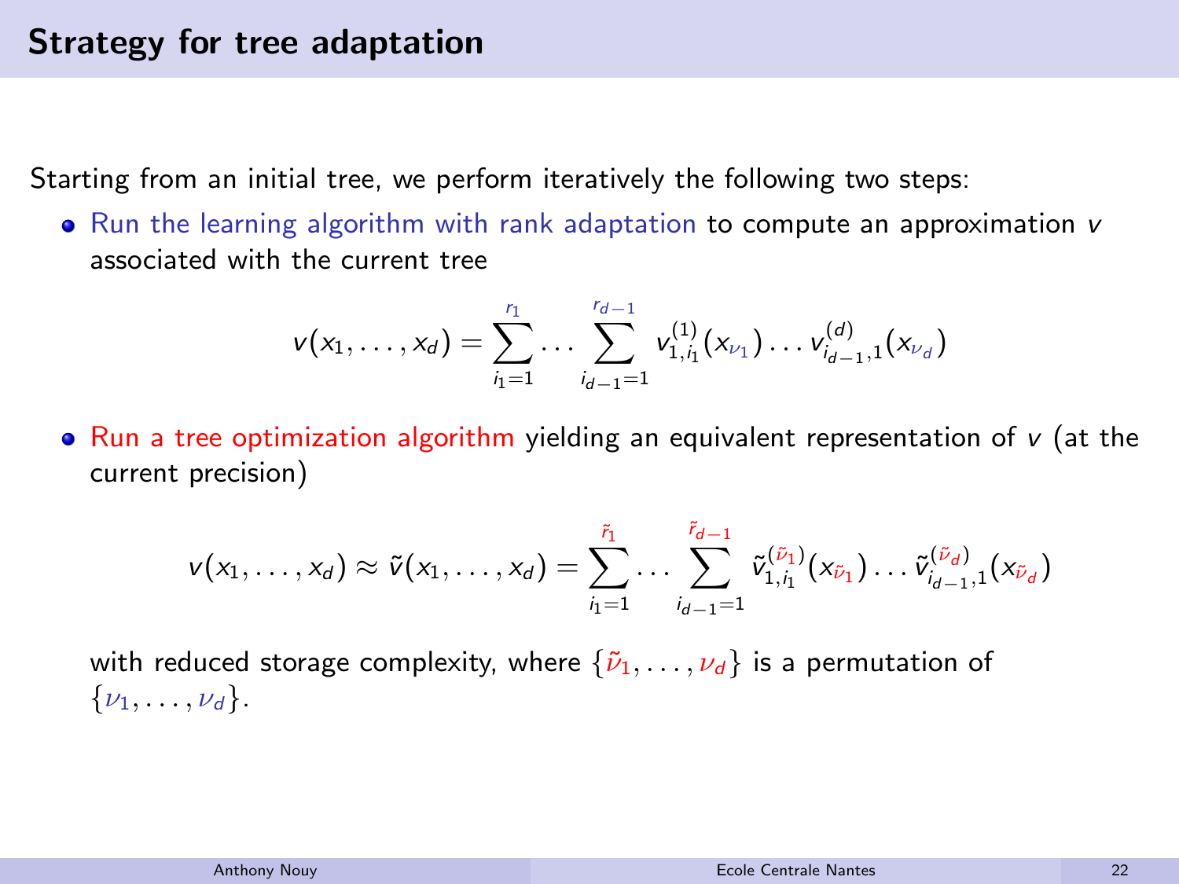# Strategy for tree adaptation

Starting from an initial tree, we perform iteratively the following two steps:

- Run the learning algorithm with rank adaptation to compute an approximation $v$ associated with the current tree

$$v(x_1, \ldots, x_d) = \sum_{i_1=1}^{r_1} \cdots \sum_{i_{d-1}=1}^{r_{d-1}} v^{(1)}_{1,i_1}(x_{\nu_1}) \ldots v^{(d)}_{i_{d-1},1}(x_{\nu_d})$$

- Run a tree optimization algorithm yielding an equivalent representation of $v$ (at the current precision)

$$v(x_1, \ldots, x_d) \approx \tilde{v}(x_1, \ldots, x_d) = \sum_{i_1=1}^{\tilde{r}_1} \cdots \sum_{i_{d-1}=1}^{\tilde{r}_{d-1}} \tilde{v}^{(\tilde{\nu}_1)}_{1,i_1}(x_{\tilde{\nu}_1}) \ldots \tilde{v}^{(\tilde{\nu}_d)}_{i_{d-1},1}(x_{\tilde{\nu}_d})$$

  with reduced storage complexity, where $\{\tilde{\nu}_1, \ldots, \nu_d\}$ is a permutation of $\{\nu_1, \ldots, \nu_d\}$.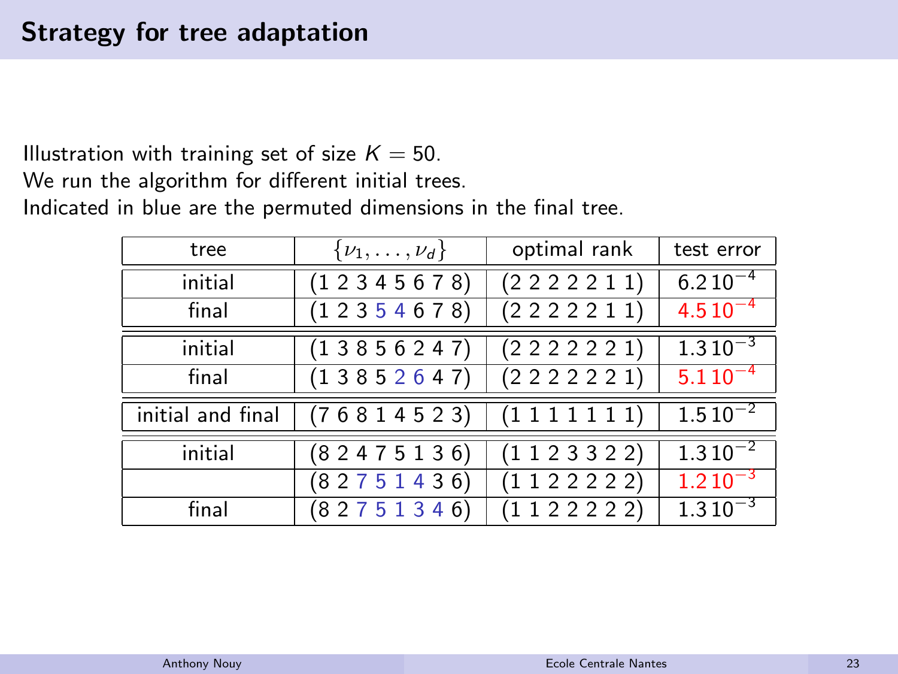## Strategy for tree adaptation

Illustration with training set of size $K = 50$.
We run the algorithm for different initial trees.
Indicated in blue are the permuted dimensions in the final tree.

| tree | $\{\nu_1, \ldots, \nu_d\}$ | optimal rank | test error |
|---|---|---|---|
| initial | (1 2 3 4 5 6 7 8) | (2 2 2 2 2 1 1) | $6.2\,10^{-4}$ |
| final | (1 2 3 5 4 6 7 8) | (2 2 2 2 2 1 1) | $4.5\,10^{-4}$ |
| initial | (1 3 8 5 6 2 4 7) | (2 2 2 2 2 2 1) | $1.3\,10^{-3}$ |
| final | (1 3 8 5 2 6 4 7) | (2 2 2 2 2 2 1) | $5.1\,10^{-4}$ |
| initial and final | (7 6 8 1 4 5 2 3) | (1 1 1 1 1 1 1) | $1.5\,10^{-2}$ |
| initial | (8 2 4 7 5 1 3 6) | (1 1 2 3 3 2 2) | $1.3\,10^{-2}$ |
| | (8 2 7 5 1 4 3 6) | (1 1 2 2 2 2 2) | $1.2\,10^{-3}$ |
| final | (8 2 7 5 1 3 4 6) | (1 1 2 2 2 2 2) | $1.3\,10^{-3}$ |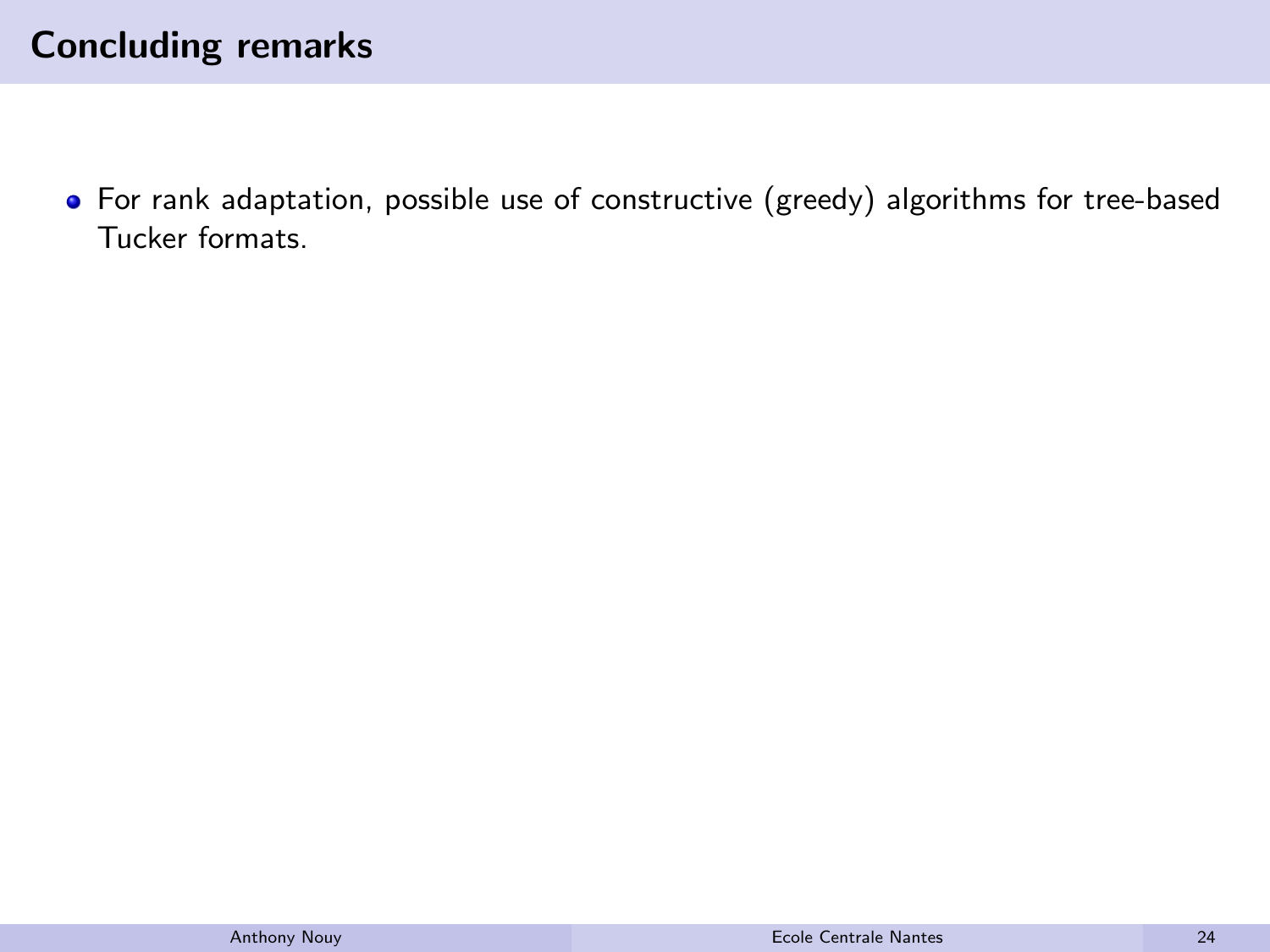## Concluding remarks

- For rank adaptation, possible use of constructive (greedy) algorithms for tree-based Tucker formats.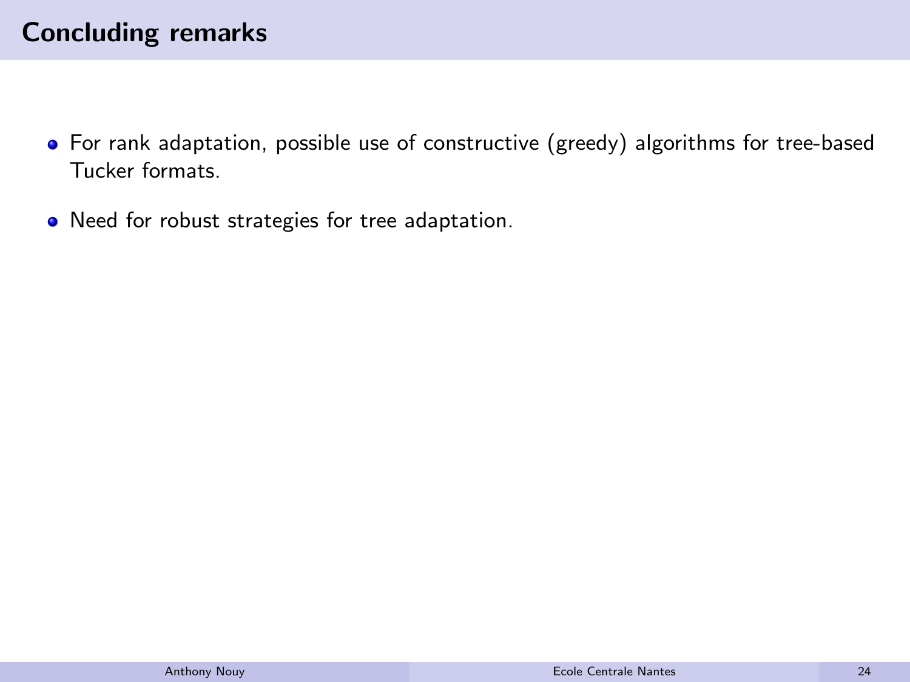# Concluding remarks

- For rank adaptation, possible use of constructive (greedy) algorithms for tree-based Tucker formats.
- Need for robust strategies for tree adaptation.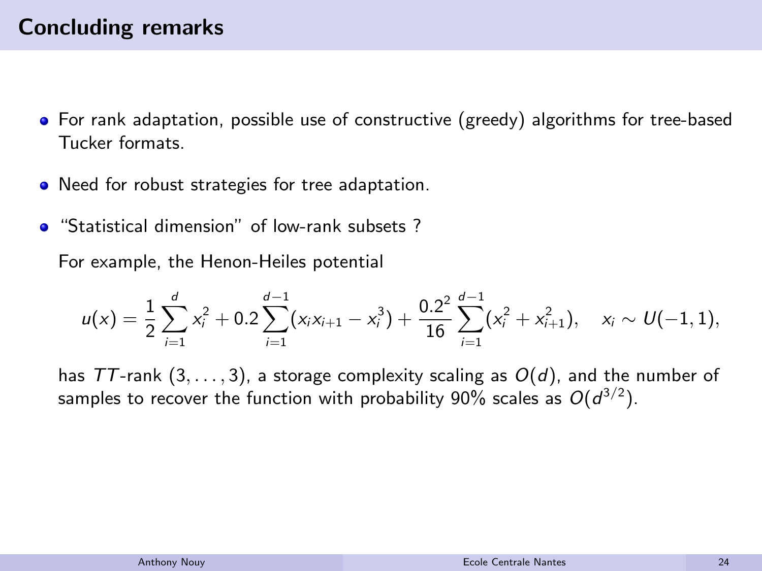# Concluding remarks

- For rank adaptation, possible use of constructive (greedy) algorithms for tree-based Tucker formats.
- Need for robust strategies for tree adaptation.
- "Statistical dimension" of low-rank subsets ?

  For example, the Henon-Heiles potential

  $$u(x) = \frac{1}{2}\sum_{i=1}^{d} x_i^2 + 0.2\sum_{i=1}^{d-1}(x_i x_{i+1} - x_i^3) + \frac{0.2^2}{16}\sum_{i=1}^{d-1}(x_i^2 + x_{i+1}^2), \quad x_i \sim U(-1,1),$$

  has $TT$-rank $(3,\dots,3)$, a storage complexity scaling as $O(d)$, and the number of samples to recover the function with probability 90% scales as $O(d^{3/2})$.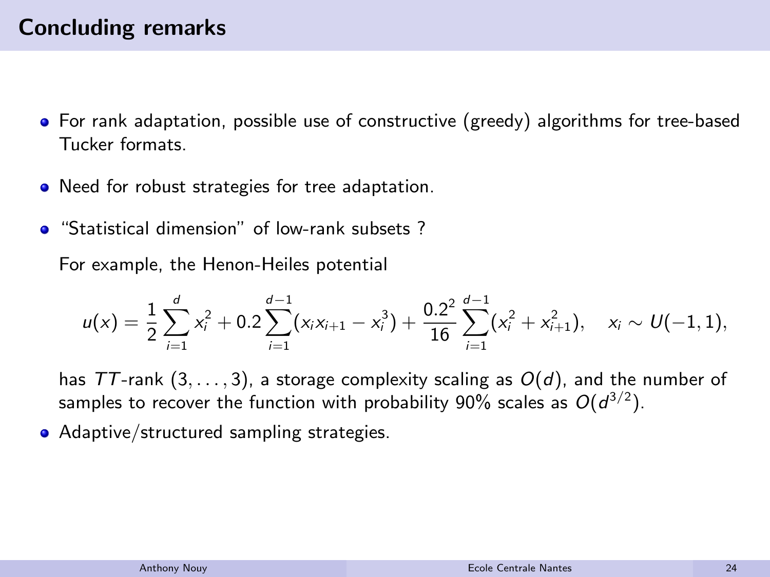## Concluding remarks

- For rank adaptation, possible use of constructive (greedy) algorithms for tree-based Tucker formats.
- Need for robust strategies for tree adaptation.
- "Statistical dimension" of low-rank subsets ?

  For example, the Henon-Heiles potential

$$u(x) = \frac{1}{2}\sum_{i=1}^{d} x_i^2 + 0.2\sum_{i=1}^{d-1}(x_i x_{i+1} - x_i^3) + \frac{0.2^2}{16}\sum_{i=1}^{d-1}(x_i^2 + x_{i+1}^2), \quad x_i \sim U(-1,1),$$

  has $TT$-rank $(3, \ldots, 3)$, a storage complexity scaling as $O(d)$, and the number of samples to recover the function with probability 90% scales as $O(d^{3/2})$.
- Adaptive/structured sampling strategies.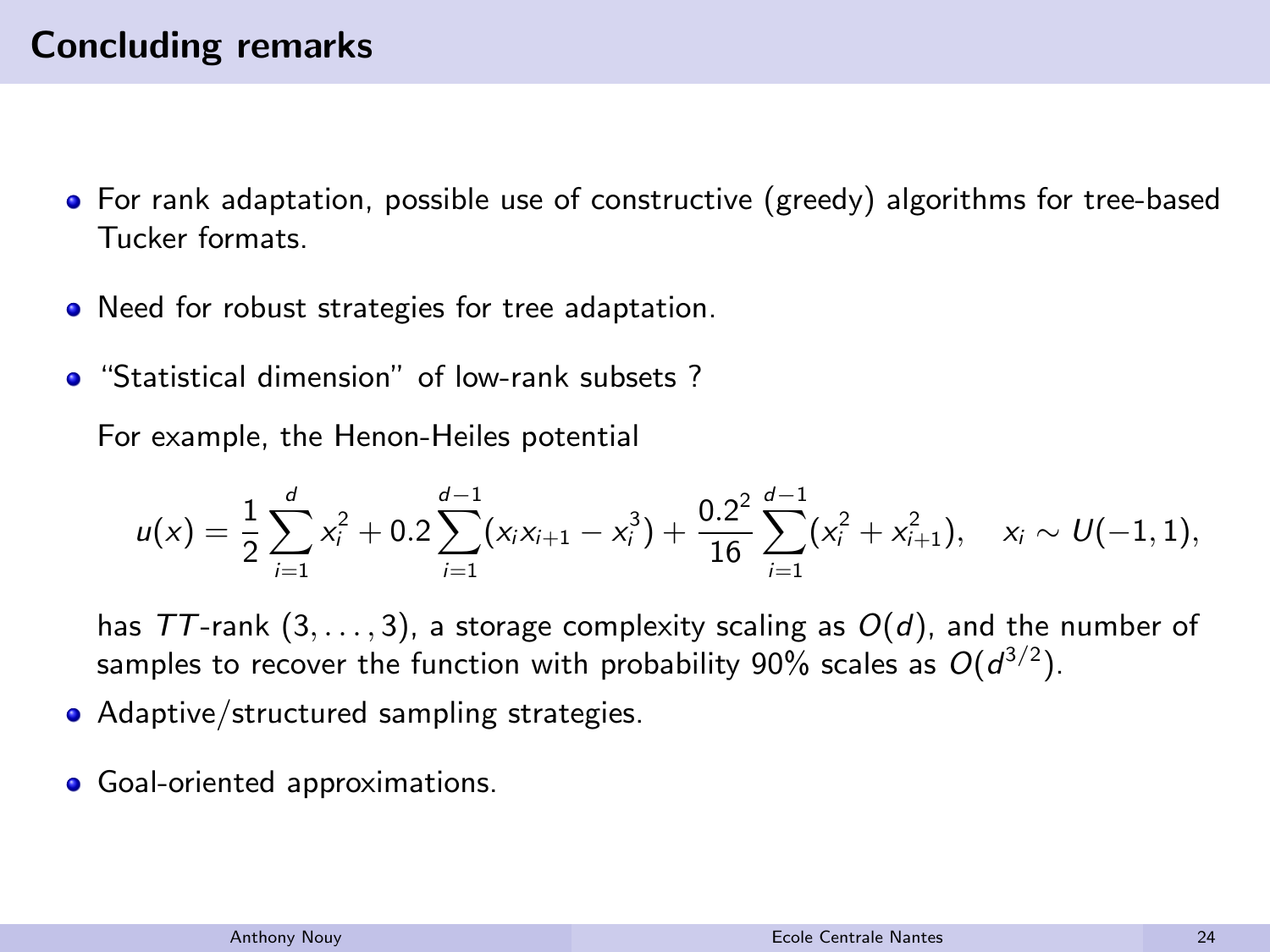# Concluding remarks

- For rank adaptation, possible use of constructive (greedy) algorithms for tree-based Tucker formats.
- Need for robust strategies for tree adaptation.
- "Statistical dimension" of low-rank subsets ?

  For example, the Henon-Heiles potential

  $$u(x) = \frac{1}{2}\sum_{i=1}^{d} x_i^2 + 0.2\sum_{i=1}^{d-1}(x_i x_{i+1} - x_i^3) + \frac{0.2^2}{16}\sum_{i=1}^{d-1}(x_i^2 + x_{i+1}^2), \quad x_i \sim U(-1,1),$$

  has $TT$-rank $(3,\dots,3)$, a storage complexity scaling as $O(d)$, and the number of samples to recover the function with probability 90% scales as $O(d^{3/2})$.
- Adaptive/structured sampling strategies.
- Goal-oriented approximations.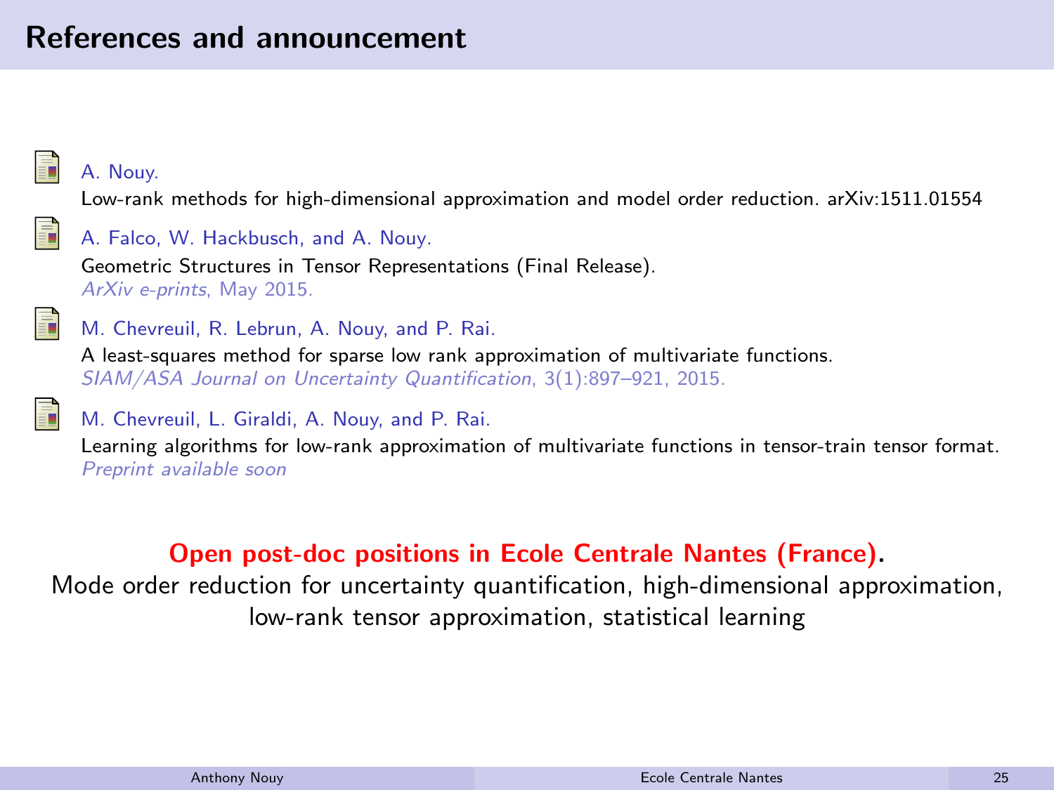# References and announcement

- A. Nouy.
  Low-rank methods for high-dimensional approximation and model order reduction. arXiv:1511.01554

- A. Falco, W. Hackbusch, and A. Nouy.
  Geometric Structures in Tensor Representations (Final Release).
  *ArXiv e-prints*, May 2015.

- M. Chevreuil, R. Lebrun, A. Nouy, and P. Rai.
  A least-squares method for sparse low rank approximation of multivariate functions.
  *SIAM/ASA Journal on Uncertainty Quantification*, 3(1):897–921, 2015.

- M. Chevreuil, L. Giraldi, A. Nouy, and P. Rai.
  Learning algorithms for low-rank approximation of multivariate functions in tensor-train tensor format.
  *Preprint available soon*

**Open post-doc positions in Ecole Centrale Nantes (France).**

Mode order reduction for uncertainty quantification, high-dimensional approximation, low-rank tensor approximation, statistical learning